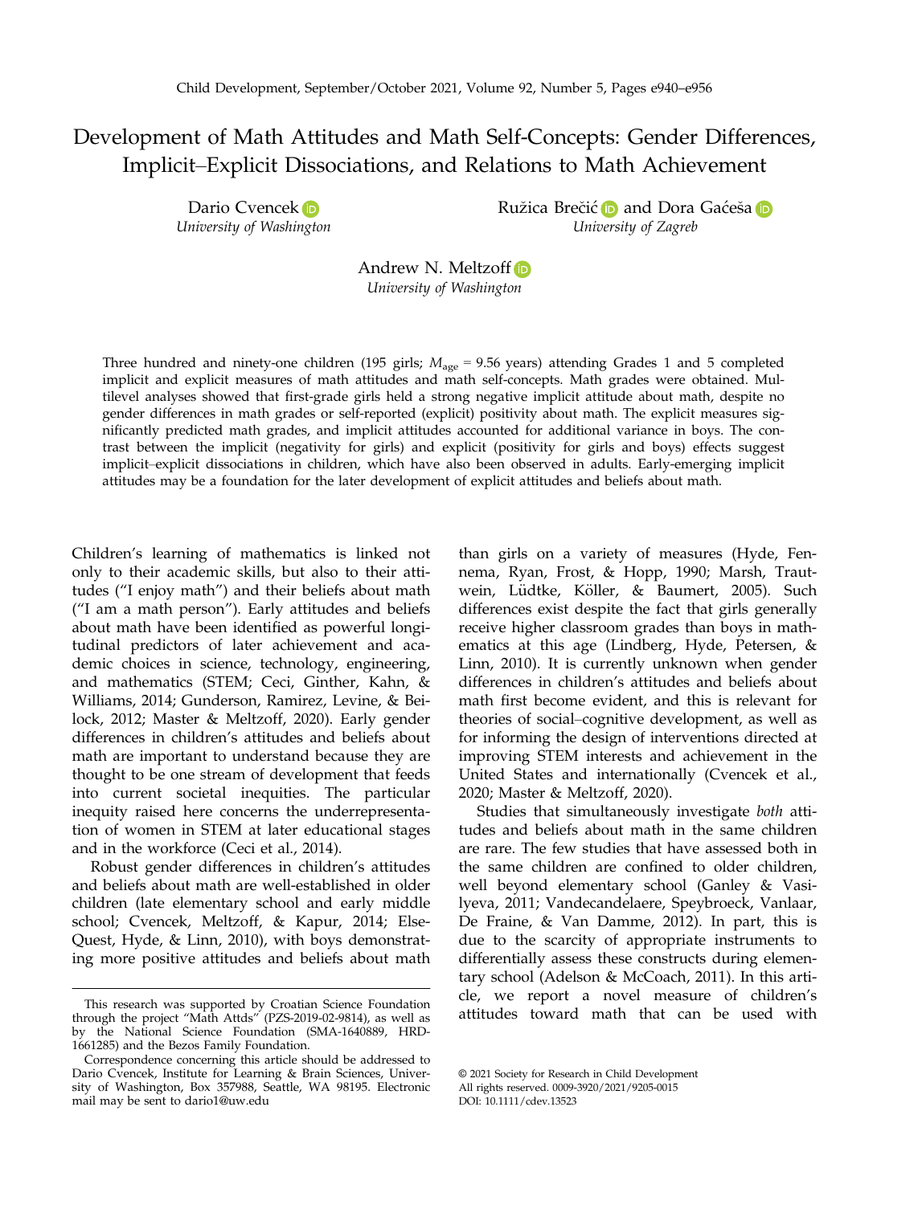# Development of Math Attitudes and Math Self-Concepts: Gender Differences, Implicit–Explicit Dissociations, and Relations to Math Achievement

Dario Cvencek
*University of Washington*

Ružica Brečić and Dora Gaćeša
*University of Zagreb*

Andrew N. Meltzoff
*University of Washington*

Three hundred and ninety-one children (195 girls; $M_{age}$ = 9.56 years) attending Grades 1 and 5 completed implicit and explicit measures of math attitudes and math self-concepts. Math grades were obtained. Multilevel analyses showed that first-grade girls held a strong negative implicit attitude about math, despite no gender differences in math grades or self-reported (explicit) positivity about math. The explicit measures significantly predicted math grades, and implicit attitudes accounted for additional variance in boys. The contrast between the implicit (negativity for girls) and explicit (positivity for girls and boys) effects suggest implicit–explicit dissociations in children, which have also been observed in adults. Early-emerging implicit attitudes may be a foundation for the later development of explicit attitudes and beliefs about math.

Children's learning of mathematics is linked not only to their academic skills, but also to their attitudes ("I enjoy math") and their beliefs about math ("I am a math person"). Early attitudes and beliefs about math have been identified as powerful longitudinal predictors of later achievement and academic choices in science, technology, engineering, and mathematics (STEM; Ceci, Ginther, Kahn, & Williams, 2014; Gunderson, Ramirez, Levine, & Beilock, 2012; Master & Meltzoff, 2020). Early gender differences in children's attitudes and beliefs about math are important to understand because they are thought to be one stream of development that feeds into current societal inequities. The particular inequity raised here concerns the underrepresentation of women in STEM at later educational stages and in the workforce (Ceci et al., 2014).

Robust gender differences in children's attitudes and beliefs about math are well-established in older children (late elementary school and early middle school; Cvencek, Meltzoff, & Kapur, 2014; Else-Quest, Hyde, & Linn, 2010), with boys demonstrating more positive attitudes and beliefs about math than girls on a variety of measures (Hyde, Fennema, Ryan, Frost, & Hopp, 1990; Marsh, Trautwein, Lüdtke, Köller, & Baumert, 2005). Such differences exist despite the fact that girls generally receive higher classroom grades than boys in mathematics at this age (Lindberg, Hyde, Petersen, & Linn, 2010). It is currently unknown when gender differences in children's attitudes and beliefs about math first become evident, and this is relevant for theories of social–cognitive development, as well as for informing the design of interventions directed at improving STEM interests and achievement in the United States and internationally (Cvencek et al., 2020; Master & Meltzoff, 2020).

Studies that simultaneously investigate *both* attitudes and beliefs about math in the same children are rare. The few studies that have assessed both in the same children are confined to older children, well beyond elementary school (Ganley & Vasilyeva, 2011; Vandecandelaere, Speybroeck, Vanlaar, De Fraine, & Van Damme, 2012). In part, this is due to the scarcity of appropriate instruments to differentially assess these constructs during elementary school (Adelson & McCoach, 2011). In this article, we report a novel measure of children's attitudes toward math that can be used with

---

This research was supported by Croatian Science Foundation through the project "Math Attds" (PZS-2019-02-9814), as well as by the National Science Foundation (SMA-1640889, HRD-1661285) and the Bezos Family Foundation.

Correspondence concerning this article should be addressed to Dario Cvencek, Institute for Learning & Brain Sciences, University of Washington, Box 357988, Seattle, WA 98195. Electronic mail may be sent to dario1@uw.edu

© 2021 Society for Research in Child Development
All rights reserved. 0009-3920/2021/9205-0015
DOI: 10.1111/cdev.13523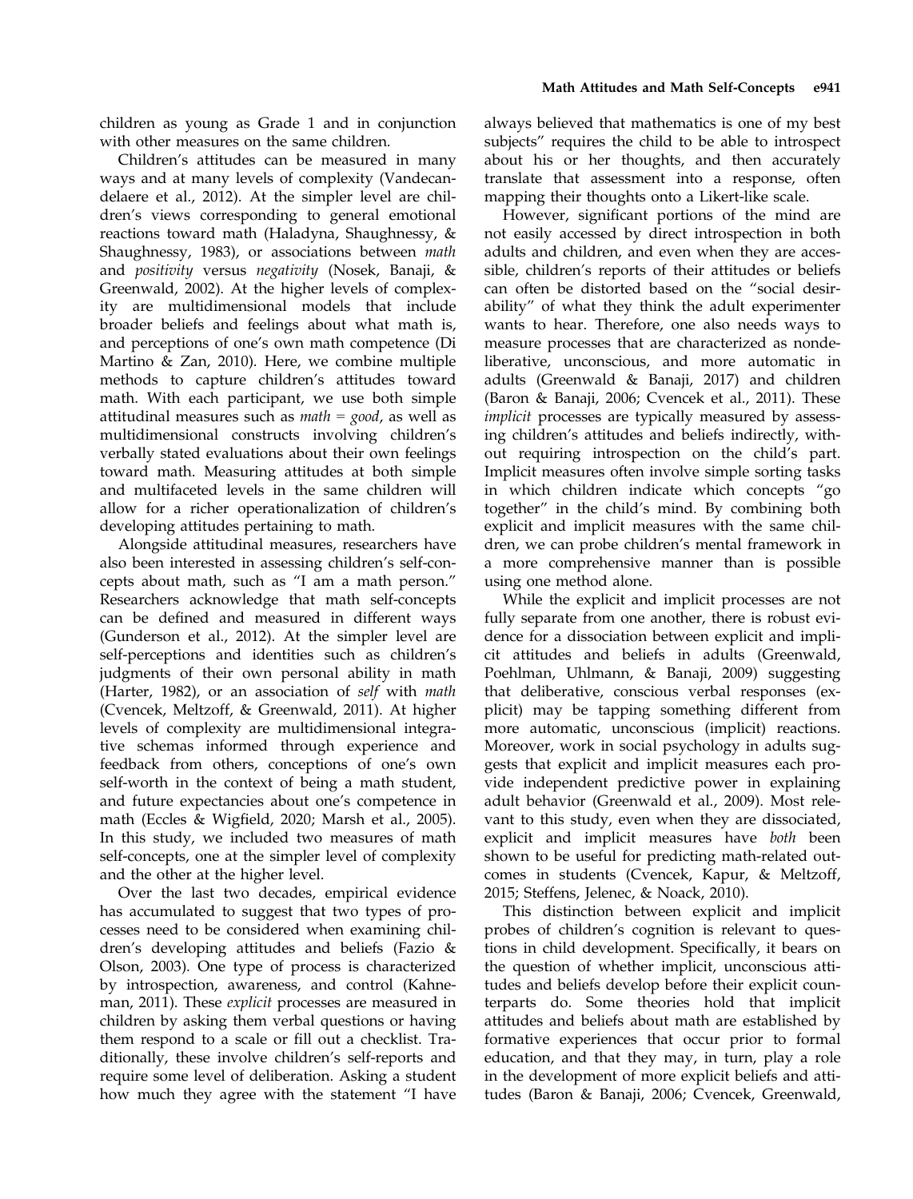children as young as Grade 1 and in conjunction with other measures on the same children.

Children's attitudes can be measured in many ways and at many levels of complexity (Vandecandelaere et al., 2012). At the simpler level are children's views corresponding to general emotional reactions toward math (Haladyna, Shaughnessy, & Shaughnessy, 1983), or associations between *math* and *positivity* versus *negativity* (Nosek, Banaji, & Greenwald, 2002). At the higher levels of complexity are multidimensional models that include broader beliefs and feelings about what math is, and perceptions of one's own math competence (Di Martino & Zan, 2010). Here, we combine multiple methods to capture children's attitudes toward math. With each participant, we use both simple attitudinal measures such as *math = good*, as well as multidimensional constructs involving children's verbally stated evaluations about their own feelings toward math. Measuring attitudes at both simple and multifaceted levels in the same children will allow for a richer operationalization of children's developing attitudes pertaining to math.

Alongside attitudinal measures, researchers have also been interested in assessing children's self-concepts about math, such as "I am a math person." Researchers acknowledge that math self-concepts can be defined and measured in different ways (Gunderson et al., 2012). At the simpler level are self-perceptions and identities such as children's judgments of their own personal ability in math (Harter, 1982), or an association of *self* with *math* (Cvencek, Meltzoff, & Greenwald, 2011). At higher levels of complexity are multidimensional integrative schemas informed through experience and feedback from others, conceptions of one's own self-worth in the context of being a math student, and future expectancies about one's competence in math (Eccles & Wigfield, 2020; Marsh et al., 2005). In this study, we included two measures of math self-concepts, one at the simpler level of complexity and the other at the higher level.

Over the last two decades, empirical evidence has accumulated to suggest that two types of processes need to be considered when examining children's developing attitudes and beliefs (Fazio & Olson, 2003). One type of process is characterized by introspection, awareness, and control (Kahneman, 2011). These *explicit* processes are measured in children by asking them verbal questions or having them respond to a scale or fill out a checklist. Traditionally, these involve children's self-reports and require some level of deliberation. Asking a student how much they agree with the statement "I have always believed that mathematics is one of my best subjects" requires the child to be able to introspect about his or her thoughts, and then accurately translate that assessment into a response, often mapping their thoughts onto a Likert-like scale.

However, significant portions of the mind are not easily accessed by direct introspection in both adults and children, and even when they are accessible, children's reports of their attitudes or beliefs can often be distorted based on the "social desirability" of what they think the adult experimenter wants to hear. Therefore, one also needs ways to measure processes that are characterized as nondeliberative, unconscious, and more automatic in adults (Greenwald & Banaji, 2017) and children (Baron & Banaji, 2006; Cvencek et al., 2011). These *implicit* processes are typically measured by assessing children's attitudes and beliefs indirectly, without requiring introspection on the child's part. Implicit measures often involve simple sorting tasks in which children indicate which concepts "go together" in the child's mind. By combining both explicit and implicit measures with the same children, we can probe children's mental framework in a more comprehensive manner than is possible using one method alone.

While the explicit and implicit processes are not fully separate from one another, there is robust evidence for a dissociation between explicit and implicit attitudes and beliefs in adults (Greenwald, Poehlman, Uhlmann, & Banaji, 2009) suggesting that deliberative, conscious verbal responses (explicit) may be tapping something different from more automatic, unconscious (implicit) reactions. Moreover, work in social psychology in adults suggests that explicit and implicit measures each provide independent predictive power in explaining adult behavior (Greenwald et al., 2009). Most relevant to this study, even when they are dissociated, explicit and implicit measures have *both* been shown to be useful for predicting math-related outcomes in students (Cvencek, Kapur, & Meltzoff, 2015; Steffens, Jelenec, & Noack, 2010).

This distinction between explicit and implicit probes of children's cognition is relevant to questions in child development. Specifically, it bears on the question of whether implicit, unconscious attitudes and beliefs develop before their explicit counterparts do. Some theories hold that implicit attitudes and beliefs about math are established by formative experiences that occur prior to formal education, and that they may, in turn, play a role in the development of more explicit beliefs and attitudes (Baron & Banaji, 2006; Cvencek, Greenwald,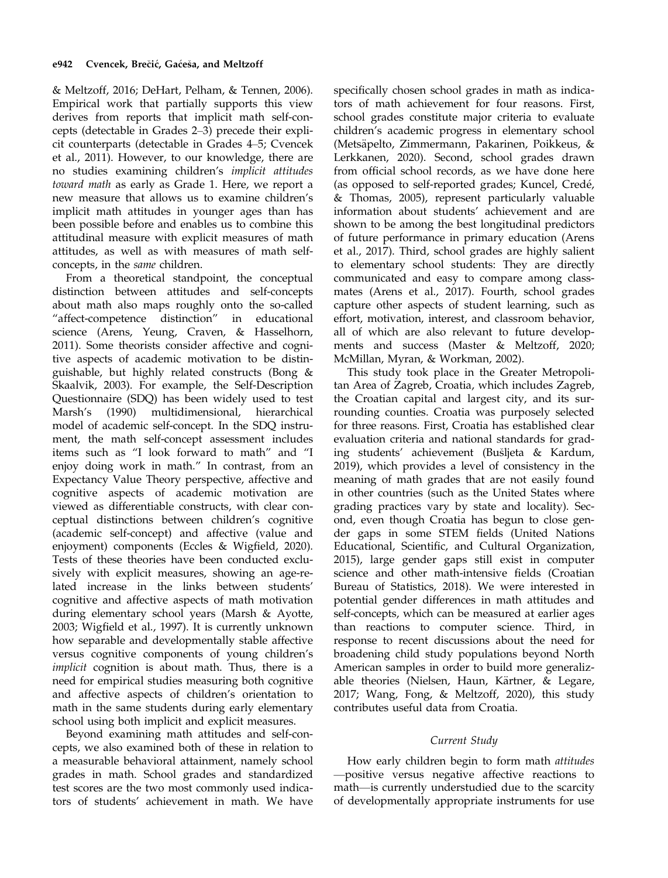& Meltzoff, 2016; DeHart, Pelham, & Tennen, 2006). Empirical work that partially supports this view derives from reports that implicit math self-concepts (detectable in Grades 2–3) precede their explicit counterparts (detectable in Grades 4–5; Cvencek et al., 2011). However, to our knowledge, there are no studies examining children's *implicit attitudes toward math* as early as Grade 1. Here, we report a new measure that allows us to examine children's implicit math attitudes in younger ages than has been possible before and enables us to combine this attitudinal measure with explicit measures of math attitudes, as well as with measures of math self-concepts, in the *same* children.

From a theoretical standpoint, the conceptual distinction between attitudes and self-concepts about math also maps roughly onto the so-called "affect-competence distinction" in educational science (Arens, Yeung, Craven, & Hasselhorn, 2011). Some theorists consider affective and cognitive aspects of academic motivation to be distinguishable, but highly related constructs (Bong & Skaalvik, 2003). For example, the Self-Description Questionnaire (SDQ) has been widely used to test Marsh's (1990) multidimensional, hierarchical model of academic self-concept. In the SDQ instrument, the math self-concept assessment includes items such as "I look forward to math" and "I enjoy doing work in math." In contrast, from an Expectancy Value Theory perspective, affective and cognitive aspects of academic motivation are viewed as differentiable constructs, with clear conceptual distinctions between children's cognitive (academic self-concept) and affective (value and enjoyment) components (Eccles & Wigfield, 2020). Tests of these theories have been conducted exclusively with explicit measures, showing an age-related increase in the links between students' cognitive and affective aspects of math motivation during elementary school years (Marsh & Ayotte, 2003; Wigfield et al., 1997). It is currently unknown how separable and developmentally stable affective versus cognitive components of young children's *implicit* cognition is about math. Thus, there is a need for empirical studies measuring both cognitive and affective aspects of children's orientation to math in the same students during early elementary school using both implicit and explicit measures.

Beyond examining math attitudes and self-concepts, we also examined both of these in relation to a measurable behavioral attainment, namely school grades in math. School grades and standardized test scores are the two most commonly used indicators of students' achievement in math. We have specifically chosen school grades in math as indicators of math achievement for four reasons. First, school grades constitute major criteria to evaluate children's academic progress in elementary school (Metsäpelto, Zimmermann, Pakarinen, Poikkeus, & Lerkkanen, 2020). Second, school grades drawn from official school records, as we have done here (as opposed to self-reported grades; Kuncel, Credé, & Thomas, 2005), represent particularly valuable information about students' achievement and are shown to be among the best longitudinal predictors of future performance in primary education (Arens et al., 2017). Third, school grades are highly salient to elementary school students: They are directly communicated and easy to compare among classmates (Arens et al., 2017). Fourth, school grades capture other aspects of student learning, such as effort, motivation, interest, and classroom behavior, all of which are also relevant to future developments and success (Master & Meltzoff, 2020; McMillan, Myran, & Workman, 2002).

This study took place in the Greater Metropolitan Area of Zagreb, Croatia, which includes Zagreb, the Croatian capital and largest city, and its surrounding counties. Croatia was purposely selected for three reasons. First, Croatia has established clear evaluation criteria and national standards for grading students' achievement (Bušljeta & Kardum, 2019), which provides a level of consistency in the meaning of math grades that are not easily found in other countries (such as the United States where grading practices vary by state and locality). Second, even though Croatia has begun to close gender gaps in some STEM fields (United Nations Educational, Scientific, and Cultural Organization, 2015), large gender gaps still exist in computer science and other math-intensive fields (Croatian Bureau of Statistics, 2018). We were interested in potential gender differences in math attitudes and self-concepts, which can be measured at earlier ages than reactions to computer science. Third, in response to recent discussions about the need for broadening child study populations beyond North American samples in order to build more generalizable theories (Nielsen, Haun, Kärtner, & Legare, 2017; Wang, Fong, & Meltzoff, 2020), this study contributes useful data from Croatia.

### *Current Study*

How early children begin to form math *attitudes* —positive versus negative affective reactions to math—is currently understudied due to the scarcity of developmentally appropriate instruments for use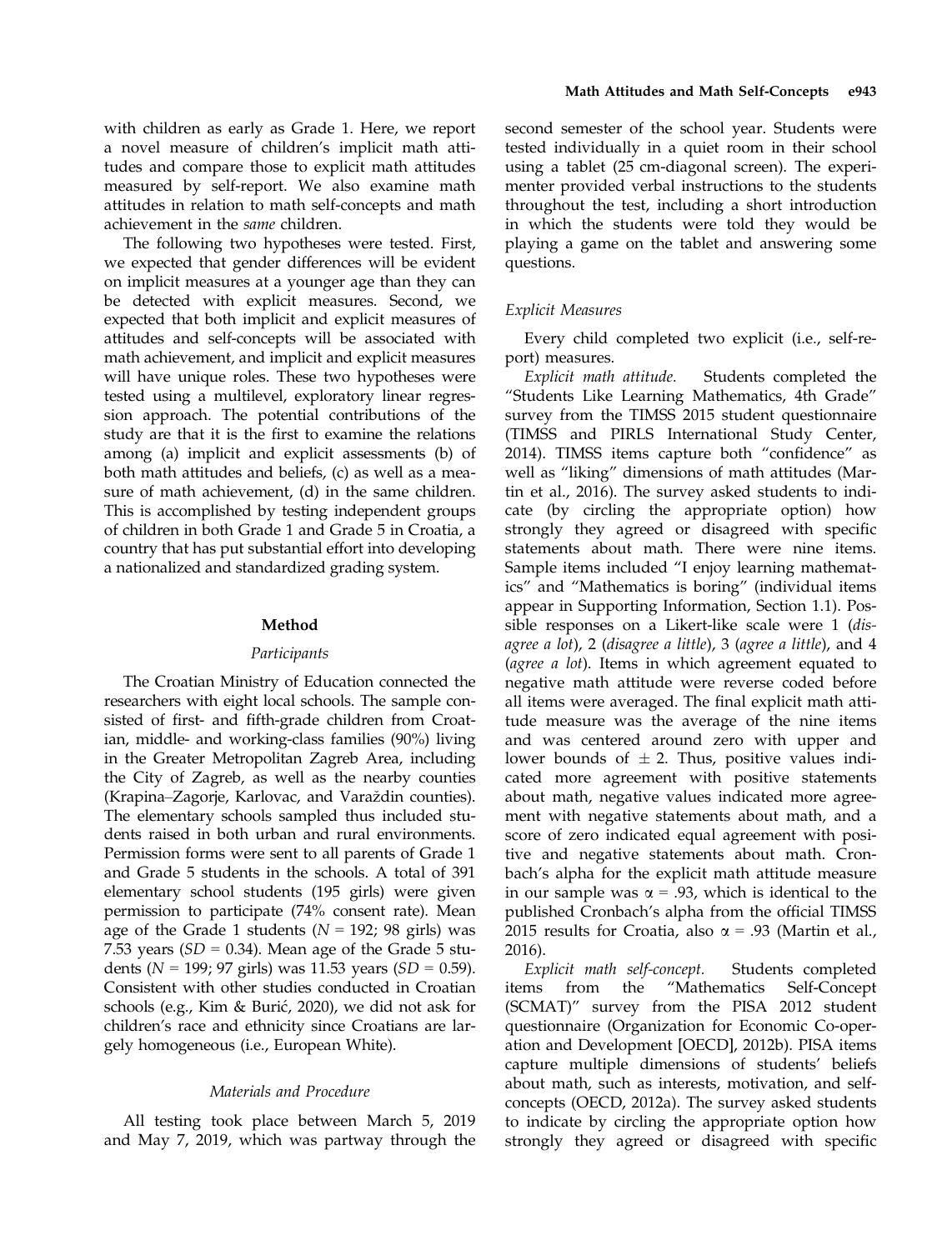with children as early as Grade 1. Here, we report a novel measure of children's implicit math attitudes and compare those to explicit math attitudes measured by self-report. We also examine math attitudes in relation to math self-concepts and math achievement in the *same* children.

The following two hypotheses were tested. First, we expected that gender differences will be evident on implicit measures at a younger age than they can be detected with explicit measures. Second, we expected that both implicit and explicit measures of attitudes and self-concepts will be associated with math achievement, and implicit and explicit measures will have unique roles. These two hypotheses were tested using a multilevel, exploratory linear regression approach. The potential contributions of the study are that it is the first to examine the relations among (a) implicit and explicit assessments (b) of both math attitudes and beliefs, (c) as well as a measure of math achievement, (d) in the same children. This is accomplished by testing independent groups of children in both Grade 1 and Grade 5 in Croatia, a country that has put substantial effort into developing a nationalized and standardized grading system.

## Method

### Participants

The Croatian Ministry of Education connected the researchers with eight local schools. The sample consisted of first- and fifth-grade children from Croatian, middle- and working-class families (90%) living in the Greater Metropolitan Zagreb Area, including the City of Zagreb, as well as the nearby counties (Krapina–Zagorje, Karlovac, and Varaždin counties). The elementary schools sampled thus included students raised in both urban and rural environments. Permission forms were sent to all parents of Grade 1 and Grade 5 students in the schools. A total of 391 elementary school students (195 girls) were given permission to participate (74% consent rate). Mean age of the Grade 1 students ($N = 192$; 98 girls) was 7.53 years ($SD = 0.34$). Mean age of the Grade 5 students ($N = 199$; 97 girls) was 11.53 years ($SD = 0.59$). Consistent with other studies conducted in Croatian schools (e.g., Kim & Burić, 2020), we did not ask for children's race and ethnicity since Croatians are largely homogeneous (i.e., European White).

### Materials and Procedure

All testing took place between March 5, 2019 and May 7, 2019, which was partway through the second semester of the school year. Students were tested individually in a quiet room in their school using a tablet (25 cm-diagonal screen). The experimenter provided verbal instructions to the students throughout the test, including a short introduction in which the students were told they would be playing a game on the tablet and answering some questions.

### Explicit Measures

Every child completed two explicit (i.e., self-report) measures.

*Explicit math attitude.* Students completed the "Students Like Learning Mathematics, 4th Grade" survey from the TIMSS 2015 student questionnaire (TIMSS and PIRLS International Study Center, 2014). TIMSS items capture both "confidence" as well as "liking" dimensions of math attitudes (Martin et al., 2016). The survey asked students to indicate (by circling the appropriate option) how strongly they agreed or disagreed with specific statements about math. There were nine items. Sample items included "I enjoy learning mathematics" and "Mathematics is boring" (individual items appear in Supporting Information, Section 1.1). Possible responses on a Likert-like scale were 1 (*disagree a lot*), 2 (*disagree a little*), 3 (*agree a little*), and 4 (*agree a lot*). Items in which agreement equated to negative math attitude were reverse coded before all items were averaged. The final explicit math attitude measure was the average of the nine items and was centered around zero with upper and lower bounds of $\pm$ 2. Thus, positive values indicated more agreement with positive statements about math, negative values indicated more agreement with negative statements about math, and a score of zero indicated equal agreement with positive and negative statements about math. Cronbach's alpha for the explicit math attitude measure in our sample was $\alpha = .93$, which is identical to the published Cronbach's alpha from the official TIMSS 2015 results for Croatia, also $\alpha = .93$ (Martin et al., 2016).

*Explicit math self-concept.* Students completed items from the "Mathematics Self-Concept (SCMAT)" survey from the PISA 2012 student questionnaire (Organization for Economic Co-operation and Development [OECD], 2012b). PISA items capture multiple dimensions of students' beliefs about math, such as interests, motivation, and self-concepts (OECD, 2012a). The survey asked students to indicate by circling the appropriate option how strongly they agreed or disagreed with specific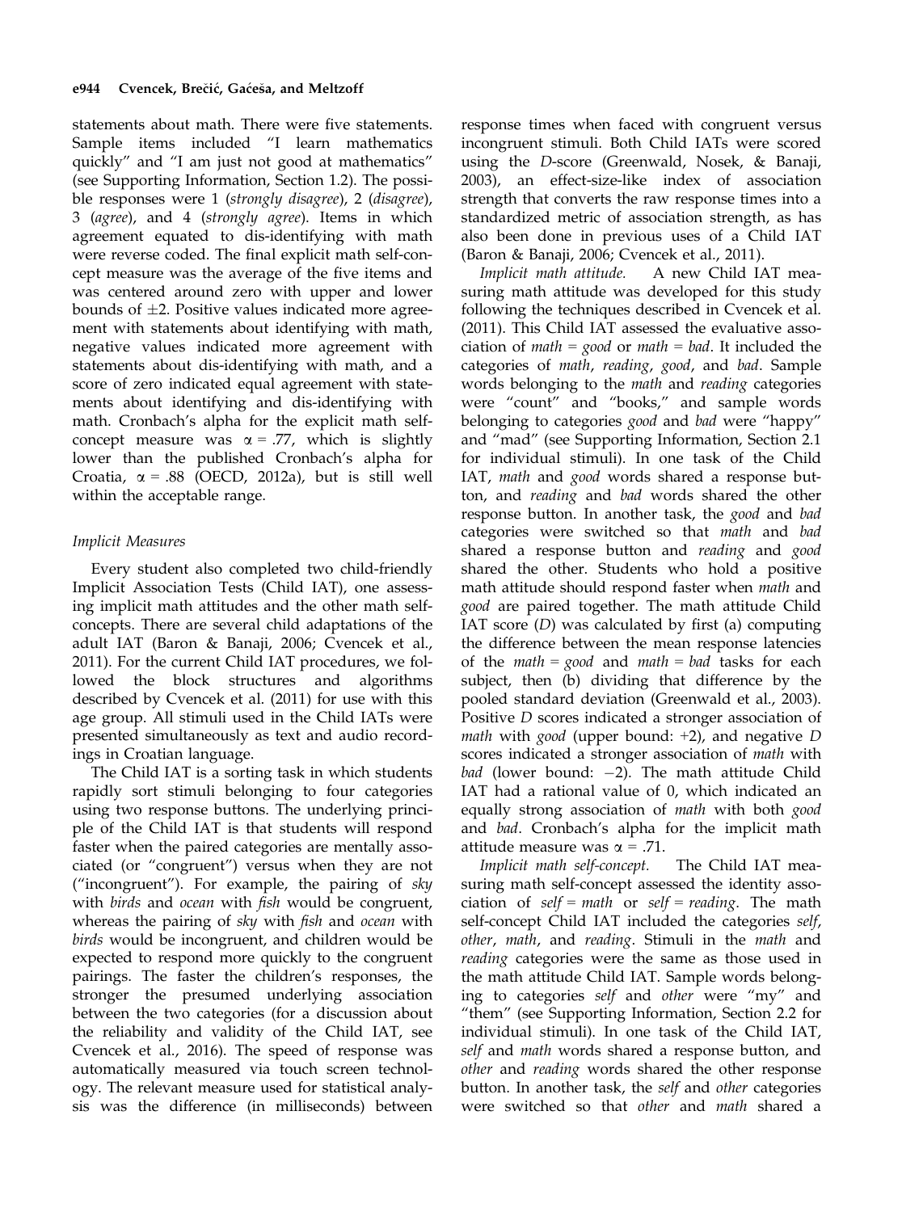statements about math. There were five statements. Sample items included "I learn mathematics quickly" and "I am just not good at mathematics" (see Supporting Information, Section 1.2). The possible responses were 1 (*strongly disagree*), 2 (*disagree*), 3 (*agree*), and 4 (*strongly agree*). Items in which agreement equated to dis-identifying with math were reverse coded. The final explicit math self-concept measure was the average of the five items and was centered around zero with upper and lower bounds of $\pm 2$. Positive values indicated more agreement with statements about identifying with math, negative values indicated more agreement with statements about dis-identifying with math, and a score of zero indicated equal agreement with statements about identifying and dis-identifying with math. Cronbach's alpha for the explicit math self-concept measure was $\alpha = .77$, which is slightly lower than the published Cronbach's alpha for Croatia, $\alpha = .88$ (OECD, 2012a), but is still well within the acceptable range.

### Implicit Measures

Every student also completed two child-friendly Implicit Association Tests (Child IAT), one assessing implicit math attitudes and the other math self-concepts. There are several child adaptations of the adult IAT (Baron & Banaji, 2006; Cvencek et al., 2011). For the current Child IAT procedures, we followed the block structures and algorithms described by Cvencek et al. (2011) for use with this age group. All stimuli used in the Child IATs were presented simultaneously as text and audio recordings in Croatian language.

The Child IAT is a sorting task in which students rapidly sort stimuli belonging to four categories using two response buttons. The underlying principle of the Child IAT is that students will respond faster when the paired categories are mentally associated (or "congruent") versus when they are not ("incongruent"). For example, the pairing of *sky* with *birds* and *ocean* with *fish* would be congruent, whereas the pairing of *sky* with *fish* and *ocean* with *birds* would be incongruent, and children would be expected to respond more quickly to the congruent pairings. The faster the children's responses, the stronger the presumed underlying association between the two categories (for a discussion about the reliability and validity of the Child IAT, see Cvencek et al., 2016). The speed of response was automatically measured via touch screen technology. The relevant measure used for statistical analysis was the difference (in milliseconds) between response times when faced with congruent versus incongruent stimuli. Both Child IATs were scored using the *D*-score (Greenwald, Nosek, & Banaji, 2003), an effect-size-like index of association strength that converts the raw response times into a standardized metric of association strength, as has also been done in previous uses of a Child IAT (Baron & Banaji, 2006; Cvencek et al., 2011).

*Implicit math attitude.* A new Child IAT measuring math attitude was developed for this study following the techniques described in Cvencek et al. (2011). This Child IAT assessed the evaluative association of *math* = *good* or *math* = *bad*. It included the categories of *math*, *reading*, *good*, and *bad*. Sample words belonging to the *math* and *reading* categories were "count" and "books," and sample words belonging to categories *good* and *bad* were "happy" and "mad" (see Supporting Information, Section 2.1 for individual stimuli). In one task of the Child IAT, *math* and *good* words shared a response button, and *reading* and *bad* words shared the other response button. In another task, the *good* and *bad* categories were switched so that *math* and *bad* shared a response button and *reading* and *good* shared the other. Students who hold a positive math attitude should respond faster when *math* and *good* are paired together. The math attitude Child IAT score ($D$) was calculated by first (a) computing the difference between the mean response latencies of the *math* = *good* and *math* = *bad* tasks for each subject, then (b) dividing that difference by the pooled standard deviation (Greenwald et al., 2003). Positive $D$ scores indicated a stronger association of *math* with *good* (upper bound: +2), and negative $D$ scores indicated a stronger association of *math* with *bad* (lower bound: $-2$). The math attitude Child IAT had a rational value of 0, which indicated an equally strong association of *math* with both *good* and *bad*. Cronbach's alpha for the implicit math attitude measure was $\alpha = .71$.

*Implicit math self-concept.* The Child IAT measuring math self-concept assessed the identity association of *self* = *math* or *self* = *reading*. The math self-concept Child IAT included the categories *self*, *other*, *math*, and *reading*. Stimuli in the *math* and *reading* categories were the same as those used in the math attitude Child IAT. Sample words belonging to categories *self* and *other* were "my" and "them" (see Supporting Information, Section 2.2 for individual stimuli). In one task of the Child IAT, *self* and *math* words shared a response button, and *other* and *reading* words shared the other response button. In another task, the *self* and *other* categories were switched so that *other* and *math* shared a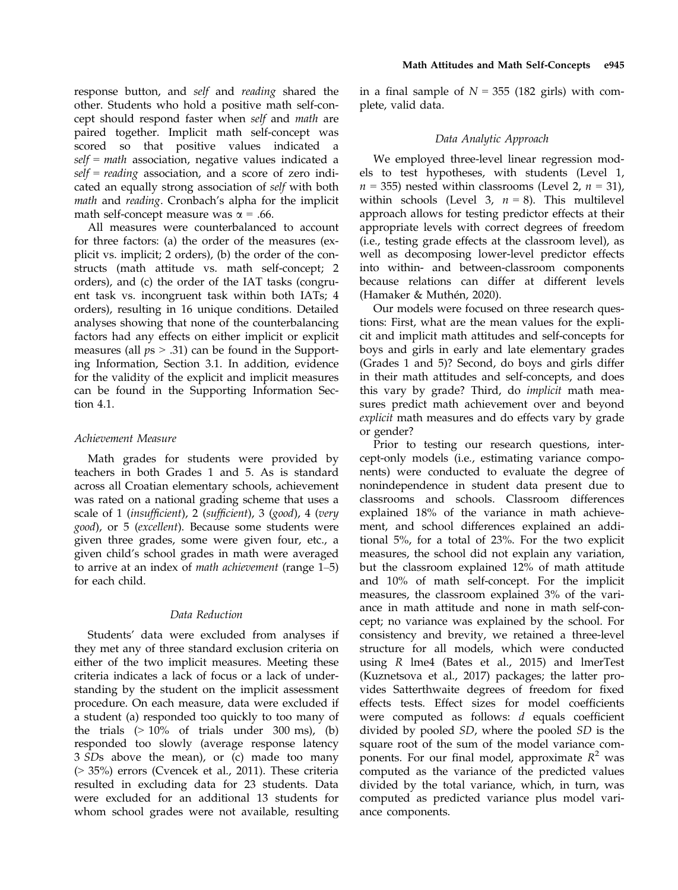response button, and *self* and *reading* shared the other. Students who hold a positive math self-concept should respond faster when *self* and *math* are paired together. Implicit math self-concept was scored so that positive values indicated a *self* = *math* association, negative values indicated a *self* = *reading* association, and a score of zero indicated an equally strong association of *self* with both *math* and *reading*. Cronbach's alpha for the implicit math self-concept measure was $\alpha = .66$.

All measures were counterbalanced to account for three factors: (a) the order of the measures (explicit vs. implicit; 2 orders), (b) the order of the constructs (math attitude vs. math self-concept; 2 orders), and (c) the order of the IAT tasks (congruent task vs. incongruent task within both IATs; 4 orders), resulting in 16 unique conditions. Detailed analyses showing that none of the counterbalancing factors had any effects on either implicit or explicit measures (all $ps > .31$) can be found in the Supporting Information, Section 3.1. In addition, evidence for the validity of the explicit and implicit measures can be found in the Supporting Information Section 4.1.

### *Achievement Measure*

Math grades for students were provided by teachers in both Grades 1 and 5. As is standard across all Croatian elementary schools, achievement was rated on a national grading scheme that uses a scale of 1 (*insufficient*), 2 (*sufficient*), 3 (*good*), 4 (*very good*), or 5 (*excellent*). Because some students were given three grades, some were given four, etc., a given child's school grades in math were averaged to arrive at an index of *math achievement* (range 1–5) for each child.

### *Data Reduction*

Students' data were excluded from analyses if they met any of three standard exclusion criteria on either of the two implicit measures. Meeting these criteria indicates a lack of focus or a lack of understanding by the student on the implicit assessment procedure. On each measure, data were excluded if a student (a) responded too quickly to too many of the trials (> 10% of trials under 300 ms), (b) responded too slowly (average response latency 3 *SD*s above the mean), or (c) made too many (> 35%) errors (Cvencek et al., 2011). These criteria resulted in excluding data for 23 students. Data were excluded for an additional 13 students for whom school grades were not available, resulting in a final sample of $N = 355$ (182 girls) with complete, valid data.

### *Data Analytic Approach*

We employed three-level linear regression models to test hypotheses, with students (Level 1, $n = 355$) nested within classrooms (Level 2, $n = 31$), within schools (Level 3, $n = 8$). This multilevel approach allows for testing predictor effects at their appropriate levels with correct degrees of freedom (i.e., testing grade effects at the classroom level), as well as decomposing lower-level predictor effects into within- and between-classroom components because relations can differ at different levels (Hamaker & Muthén, 2020).

Our models were focused on three research questions: First, what are the mean values for the explicit and implicit math attitudes and self-concepts for boys and girls in early and late elementary grades (Grades 1 and 5)? Second, do boys and girls differ in their math attitudes and self-concepts, and does this vary by grade? Third, do *implicit* math measures predict math achievement over and beyond *explicit* math measures and do effects vary by grade or gender?

Prior to testing our research questions, intercept-only models (i.e., estimating variance components) were conducted to evaluate the degree of nonindependence in student data present due to classrooms and schools. Classroom differences explained 18% of the variance in math achievement, and school differences explained an additional 5%, for a total of 23%. For the two explicit measures, the school did not explain any variation, but the classroom explained 12% of math attitude and 10% of math self-concept. For the implicit measures, the classroom explained 3% of the variance in math attitude and none in math self-concept; no variance was explained by the school. For consistency and brevity, we retained a three-level structure for all models, which were conducted using *R* lme4 (Bates et al., 2015) and lmerTest (Kuznetsova et al., 2017) packages; the latter provides Satterthwaite degrees of freedom for fixed effects tests. Effect sizes for model coefficients were computed as follows: *d* equals coefficient divided by pooled *SD*, where the pooled *SD* is the square root of the sum of the model variance components. For our final model, approximate $R^2$ was computed as the variance of the predicted values divided by the total variance, which, in turn, was computed as predicted variance plus model variance components.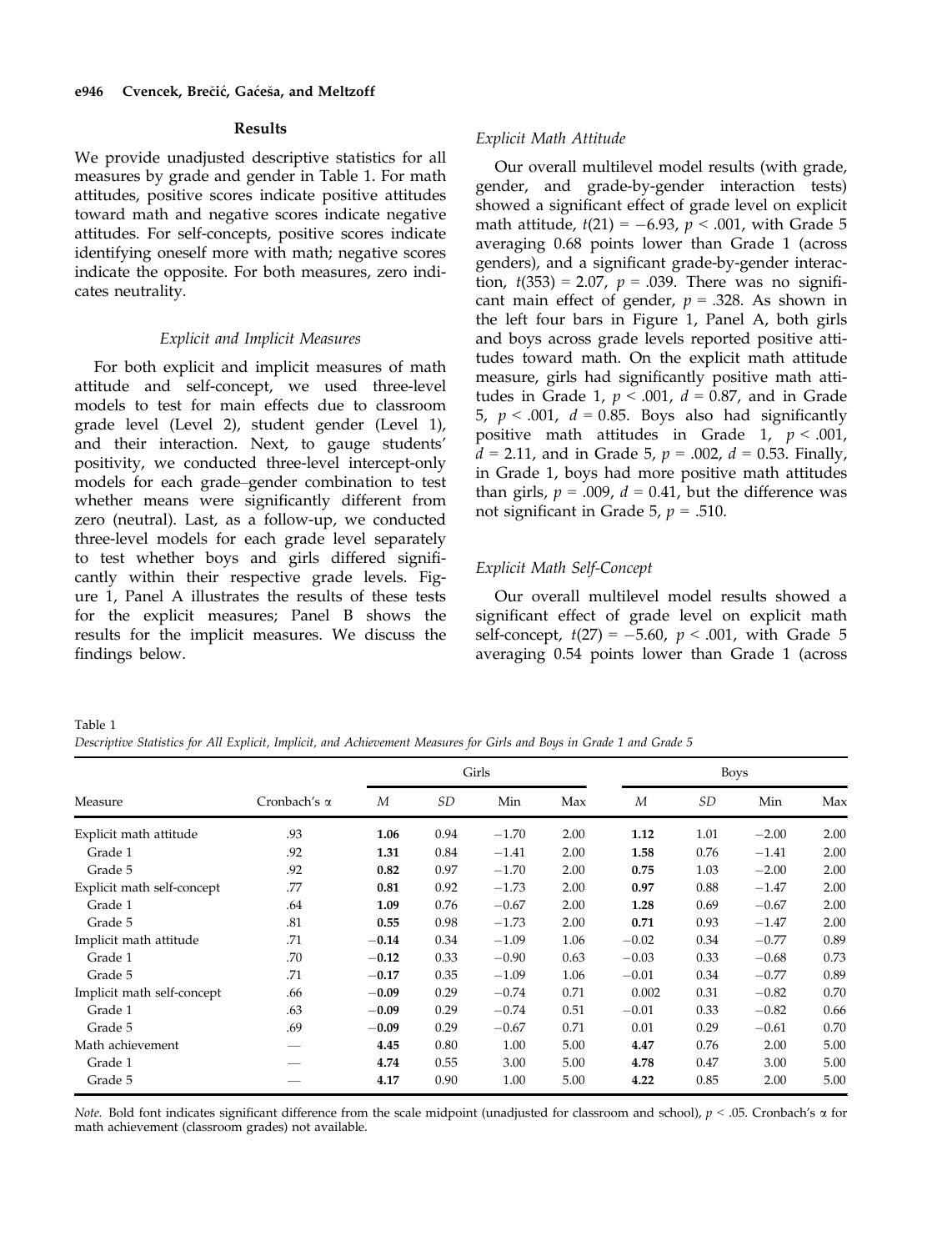## Results

We provide unadjusted descriptive statistics for all measures by grade and gender in Table 1. For math attitudes, positive scores indicate positive attitudes toward math and negative scores indicate negative attitudes. For self-concepts, positive scores indicate identifying oneself more with math; negative scores indicate the opposite. For both measures, zero indicates neutrality.

### *Explicit and Implicit Measures*

For both explicit and implicit measures of math attitude and self-concept, we used three-level models to test for main effects due to classroom grade level (Level 2), student gender (Level 1), and their interaction. Next, to gauge students' positivity, we conducted three-level intercept-only models for each grade–gender combination to test whether means were significantly different from zero (neutral). Last, as a follow-up, we conducted three-level models for each grade level separately to test whether boys and girls differed significantly within their respective grade levels. Figure 1, Panel A illustrates the results of these tests for the explicit measures; Panel B shows the results for the implicit measures. We discuss the findings below.

### *Explicit Math Attitude*

Our overall multilevel model results (with grade, gender, and grade-by-gender interaction tests) showed a significant effect of grade level on explicit math attitude, $t(21) = -6.93$, $p < .001$, with Grade 5 averaging 0.68 points lower than Grade 1 (across genders), and a significant grade-by-gender interaction, $t(353) = 2.07$, $p = .039$. There was no significant main effect of gender, $p = .328$. As shown in the left four bars in Figure 1, Panel A, both girls and boys across grade levels reported positive attitudes toward math. On the explicit math attitude measure, girls had significantly positive math attitudes in Grade 1, $p < .001$, $d = 0.87$, and in Grade 5, $p < .001$, $d = 0.85$. Boys also had significantly positive math attitudes in Grade 1, $p < .001$, $d = 2.11$, and in Grade 5, $p = .002$, $d = 0.53$. Finally, in Grade 1, boys had more positive math attitudes than girls, $p = .009$, $d = 0.41$, but the difference was not significant in Grade 5, $p = .510$.

### *Explicit Math Self-Concept*

Our overall multilevel model results showed a significant effect of grade level on explicit math self-concept, $t(27) = -5.60$, $p < .001$, with Grade 5 averaging 0.54 points lower than Grade 1 (across

Table 1
*Descriptive Statistics for All Explicit, Implicit, and Achievement Measures for Girls and Boys in Grade 1 and Grade 5*

| | | Girls | | | | Boys | | | |
|---|---|---|---|---|---|---|---|---|---|
| Measure | Cronbach's α | *M* | *SD* | Min | Max | *M* | *SD* | Min | Max |
| Explicit math attitude | .93 | **1.06** | 0.94 | −1.70 | 2.00 | **1.12** | 1.01 | −2.00 | 2.00 |
| Grade 1 | .92 | **1.31** | 0.84 | −1.41 | 2.00 | **1.58** | 0.76 | −1.41 | 2.00 |
| Grade 5 | .92 | **0.82** | 0.97 | −1.70 | 2.00 | **0.75** | 1.03 | −2.00 | 2.00 |
| Explicit math self-concept | .77 | **0.81** | 0.92 | −1.73 | 2.00 | **0.97** | 0.88 | −1.47 | 2.00 |
| Grade 1 | .64 | **1.09** | 0.76 | −0.67 | 2.00 | **1.28** | 0.69 | −0.67 | 2.00 |
| Grade 5 | .81 | **0.55** | 0.98 | −1.73 | 2.00 | **0.71** | 0.93 | −1.47 | 2.00 |
| Implicit math attitude | .71 | **−0.14** | 0.34 | −1.09 | 1.06 | −0.02 | 0.34 | −0.77 | 0.89 |
| Grade 1 | .70 | **−0.12** | 0.33 | −0.90 | 0.63 | −0.03 | 0.33 | −0.68 | 0.73 |
| Grade 5 | .71 | **−0.17** | 0.35 | −1.09 | 1.06 | −0.01 | 0.34 | −0.77 | 0.89 |
| Implicit math self-concept | .66 | **−0.09** | 0.29 | −0.74 | 0.71 | 0.002 | 0.31 | −0.82 | 0.70 |
| Grade 1 | .63 | **−0.09** | 0.29 | −0.74 | 0.51 | −0.01 | 0.33 | −0.82 | 0.66 |
| Grade 5 | .69 | **−0.09** | 0.29 | −0.67 | 0.71 | 0.01 | 0.29 | −0.61 | 0.70 |
| Math achievement | — | **4.45** | 0.80 | 1.00 | 5.00 | **4.47** | 0.76 | 2.00 | 5.00 |
| Grade 1 | — | **4.74** | 0.55 | 3.00 | 5.00 | **4.78** | 0.47 | 3.00 | 5.00 |
| Grade 5 | — | **4.17** | 0.90 | 1.00 | 5.00 | **4.22** | 0.85 | 2.00 | 5.00 |

*Note.* Bold font indicates significant difference from the scale midpoint (unadjusted for classroom and school), $p < .05$. Cronbach's α for math achievement (classroom grades) not available.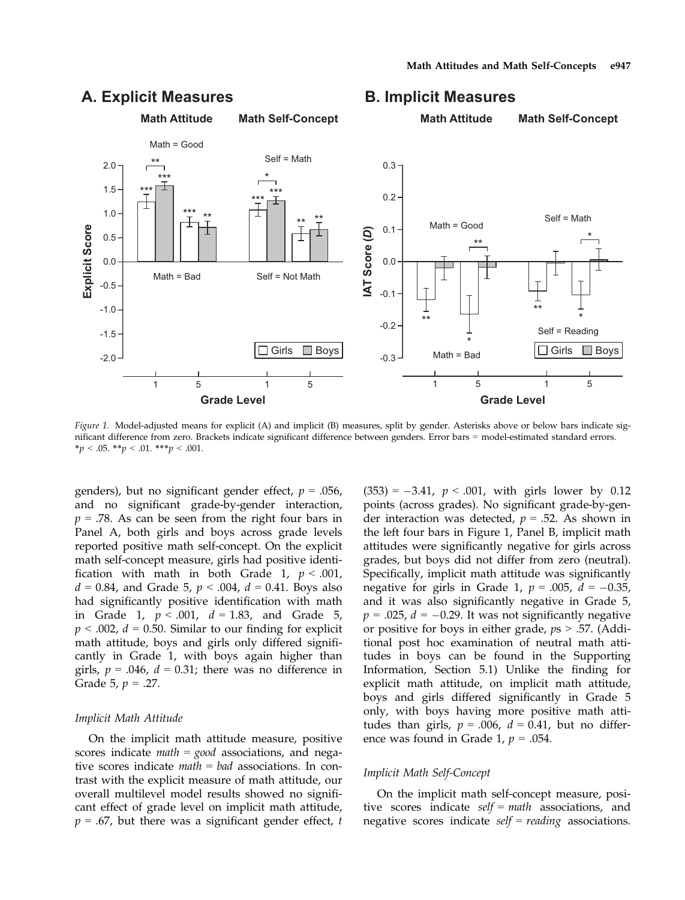Figure 1. Model-adjusted means for explicit (A) and implicit (B) measures, split by gender. Asterisks above or below bars indicate significant difference from zero. Brackets indicate significant difference between genders. Error bars = model-estimated standard errors. $^{*}p < .05$. $^{**}p < .01$. $^{***}p < .001$.

genders), but no significant gender effect, $p = .056$, and no significant grade-by-gender interaction, $p = .78$. As can be seen from the right four bars in Panel A, both girls and boys across grade levels reported positive math self-concept. On the explicit math self-concept measure, girls had positive identification with math in both Grade 1, $p < .001$, $d = 0.84$, and Grade 5, $p < .004$, $d = 0.41$. Boys also had significantly positive identification with math in Grade 1, $p < .001$, $d = 1.83$, and Grade 5, $p < .002$, $d = 0.50$. Similar to our finding for explicit math attitude, boys and girls only differed significantly in Grade 1, with boys again higher than girls, $p = .046$, $d = 0.31$; there was no difference in Grade 5, $p = .27$.

### Implicit Math Attitude

On the implicit math attitude measure, positive scores indicate *math = good* associations, and negative scores indicate *math = bad* associations. In contrast with the explicit measure of math attitude, our overall multilevel model results showed no significant effect of grade level on implicit math attitude, $p = .67$, but there was a significant gender effect, $t(353) = -3.41$, $p < .001$, with girls lower by 0.12 points (across grades). No significant grade-by-gender interaction was detected, $p = .52$. As shown in the left four bars in Figure 1, Panel B, implicit math attitudes were significantly negative for girls across grades, but boys did not differ from zero (neutral). Specifically, implicit math attitude was significantly negative for girls in Grade 1, $p = .005$, $d = -0.35$, and it was also significantly negative in Grade 5, $p = .025$, $d = -0.29$. It was not significantly negative or positive for boys in either grade, $p$s $> .57$. (Additional post hoc examination of neutral math attitudes in boys can be found in the Supporting Information, Section 5.1) Unlike the finding for explicit math attitude, on implicit math attitude, boys and girls differed significantly in Grade 5 only, with boys having more positive math attitudes than girls, $p = .006$, $d = 0.41$, but no difference was found in Grade 1, $p = .054$.

### Implicit Math Self-Concept

On the implicit math self-concept measure, positive scores indicate *self = math* associations, and negative scores indicate *self = reading* associations.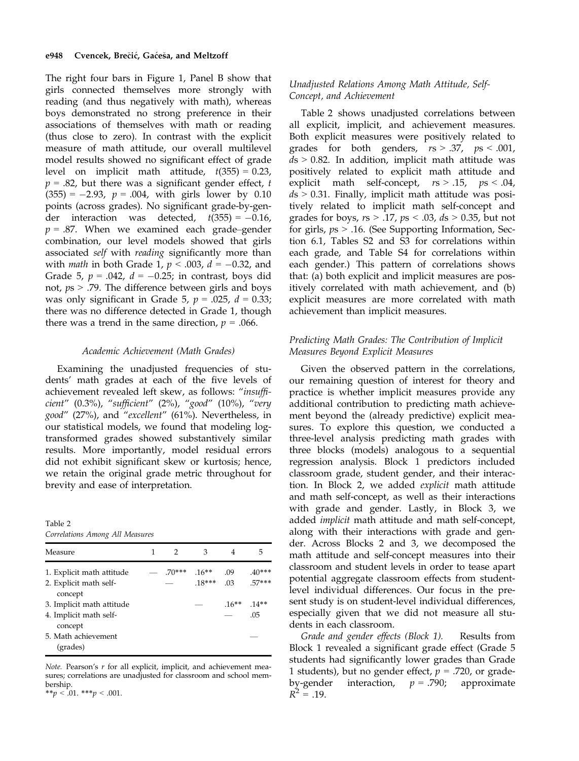The right four bars in Figure 1, Panel B show that girls connected themselves more strongly with reading (and thus negatively with math), whereas boys demonstrated no strong preference in their associations of themselves with math or reading (thus close to zero). In contrast with the explicit measure of math attitude, our overall multilevel model results showed no significant effect of grade level on implicit math attitude, $t(355) = 0.23$, $p = .82$, but there was a significant gender effect, $t(355) = -2.93$, $p = .004$, with girls lower by 0.10 points (across grades). No significant grade-by-gender interaction was detected, $t(355) = -0.16$, $p = .87$. When we examined each grade–gender combination, our level models showed that girls associated *self* with *reading* significantly more than with *math* in both Grade 1, $p < .003$, $d = -0.32$, and Grade 5, $p = .042$, $d = -0.25$; in contrast, boys did not, $ps > .79$. The difference between girls and boys was only significant in Grade 5, $p = .025$, $d = 0.33$; there was no difference detected in Grade 1, though there was a trend in the same direction, $p = .066$.

### Academic Achievement (Math Grades)

Examining the unadjusted frequencies of students' math grades at each of the five levels of achievement revealed left skew, as follows: "*insufficient*" (0.3%), "*sufficient*" (2%), "*good*" (10%), "*very good*" (27%), and "*excellent*" (61%). Nevertheless, in our statistical models, we found that modeling log-transformed grades showed substantively similar results. More importantly, model residual errors did not exhibit significant skew or kurtosis; hence, we retain the original grade metric throughout for brevity and ease of interpretation.

Table 2
*Correlations Among All Measures*

| Measure | 1 | 2 | 3 | 4 | 5 |
|---|---|---|---|---|---|
| 1. Explicit math attitude | — | .70*** | .16** | .09 | .40*** |
| 2. Explicit math self-concept | | — | .18*** | .03 | .57*** |
| 3. Implicit math attitude | | | — | .16** | .14** |
| 4. Implicit math self-concept | | | | — | .05 |
| 5. Math achievement (grades) | | | | | — |

*Note.* Pearson's $r$ for all explicit, implicit, and achievement measures; correlations are unadjusted for classroom and school membership.
$^{**}p < .01$. $^{***}p < .001$.

### Unadjusted Relations Among Math Attitude, Self-Concept, and Achievement

Table 2 shows unadjusted correlations between all explicit, implicit, and achievement measures. Both explicit measures were positively related to grades for both genders, $rs > .37$, $ps < .001$, $ds > 0.82$. In addition, implicit math attitude was positively related to explicit math attitude and explicit math self-concept, $rs > .15$, $ps < .04$, $ds > 0.31$. Finally, implicit math attitude was positively related to implicit math self-concept and grades for boys, $rs > .17$, $ps < .03$, $ds > 0.35$, but not for girls, $ps > .16$. (See Supporting Information, Section 6.1, Tables S2 and S3 for correlations within each grade, and Table S4 for correlations within each gender.) This pattern of correlations shows that: (a) both explicit and implicit measures are positively correlated with math achievement, and (b) explicit measures are more correlated with math achievement than implicit measures.

### Predicting Math Grades: The Contribution of Implicit Measures Beyond Explicit Measures

Given the observed pattern in the correlations, our remaining question of interest for theory and practice is whether implicit measures provide any additional contribution to predicting math achievement beyond the (already predictive) explicit measures. To explore this question, we conducted a three-level analysis predicting math grades with three blocks (models) analogous to a sequential regression analysis. Block 1 predictors included classroom grade, student gender, and their interaction. In Block 2, we added *explicit* math attitude and math self-concept, as well as their interactions with grade and gender. Lastly, in Block 3, we added *implicit* math attitude and math self-concept, along with their interactions with grade and gender. Across Blocks 2 and 3, we decomposed the math attitude and self-concept measures into their classroom and student levels in order to tease apart potential aggregate classroom effects from student-level individual differences. Our focus in the present study is on student-level individual differences, especially given that we did not measure all students in each classroom.

*Grade and gender effects (Block 1).* Results from Block 1 revealed a significant grade effect (Grade 5 students had significantly lower grades than Grade 1 students), but no gender effect, $p = .720$, or grade-by-gender interaction, $p = .790$; approximate $R^2 = .19$.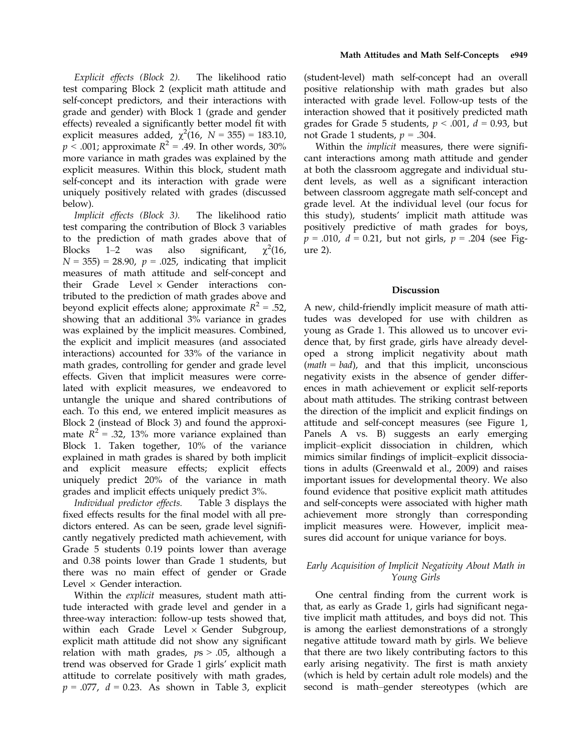*Explicit effects (Block 2).* The likelihood ratio test comparing Block 2 (explicit math attitude and self-concept predictors, and their interactions with grade and gender) with Block 1 (grade and gender effects) revealed a significantly better model fit with explicit measures added, $\chi^2(16, N = 355) = 183.10$, $p < .001$; approximate $R^2 = .49$. In other words, 30% more variance in math grades was explained by the explicit measures. Within this block, student math self-concept and its interaction with grade were uniquely positively related with grades (discussed below).

*Implicit effects (Block 3).* The likelihood ratio test comparing the contribution of Block 3 variables to the prediction of math grades above that of Blocks 1–2 was also significant, $\chi^2(16, N = 355) = 28.90$, $p = .025$, indicating that implicit measures of math attitude and self-concept and their Grade Level × Gender interactions contributed to the prediction of math grades above and beyond explicit effects alone; approximate $R^2 = .52$, showing that an additional 3% variance in grades was explained by the implicit measures. Combined, the explicit and implicit measures (and associated interactions) accounted for 33% of the variance in math grades, controlling for gender and grade level effects. Given that implicit measures were correlated with explicit measures, we endeavored to untangle the unique and shared contributions of each. To this end, we entered implicit measures as Block 2 (instead of Block 3) and found the approximate $R^2 = .32$, 13% more variance explained than Block 1. Taken together, 10% of the variance explained in math grades is shared by both implicit and explicit measure effects; explicit effects uniquely predict 20% of the variance in math grades and implicit effects uniquely predict 3%.

*Individual predictor effects.* Table 3 displays the fixed effects results for the final model with all predictors entered. As can be seen, grade level significantly negatively predicted math achievement, with Grade 5 students 0.19 points lower than average and 0.38 points lower than Grade 1 students, but there was no main effect of gender or Grade Level × Gender interaction.

Within the *explicit* measures, student math attitude interacted with grade level and gender in a three-way interaction: follow-up tests showed that, within each Grade Level × Gender Subgroup, explicit math attitude did not show any significant relation with math grades, *p*s > .05, although a trend was observed for Grade 1 girls' explicit math attitude to correlate positively with math grades, $p = .077$, $d = 0.23$. As shown in Table 3, explicit (student-level) math self-concept had an overall positive relationship with math grades but also interacted with grade level. Follow-up tests of the interaction showed that it positively predicted math grades for Grade 5 students, $p < .001$, $d = 0.93$, but not Grade 1 students, $p = .304$.

Within the *implicit* measures, there were significant interactions among math attitude and gender at both the classroom aggregate and individual student levels, as well as a significant interaction between classroom aggregate math self-concept and grade level. At the individual level (our focus for this study), students' implicit math attitude was positively predictive of math grades for boys, $p = .010$, $d = 0.21$, but not girls, $p = .204$ (see Figure 2).

## Discussion

A new, child-friendly implicit measure of math attitudes was developed for use with children as young as Grade 1. This allowed us to uncover evidence that, by first grade, girls have already developed a strong implicit negativity about math (*math = bad*), and that this implicit, unconscious negativity exists in the absence of gender differences in math achievement or explicit self-reports about math attitudes. The striking contrast between the direction of the implicit and explicit findings on attitude and self-concept measures (see Figure 1, Panels A vs. B) suggests an early emerging implicit–explicit dissociation in children, which mimics similar findings of implicit–explicit dissociations in adults (Greenwald et al., 2009) and raises important issues for developmental theory. We also found evidence that positive explicit math attitudes and self-concepts were associated with higher math achievement more strongly than corresponding implicit measures were. However, implicit measures did account for unique variance for boys.

### Early Acquisition of Implicit Negativity About Math in Young Girls

One central finding from the current work is that, as early as Grade 1, girls had significant negative implicit math attitudes, and boys did not. This is among the earliest demonstrations of a strongly negative attitude toward math by girls. We believe that there are two likely contributing factors to this early arising negativity. The first is math anxiety (which is held by certain adult role models) and the second is math–gender stereotypes (which are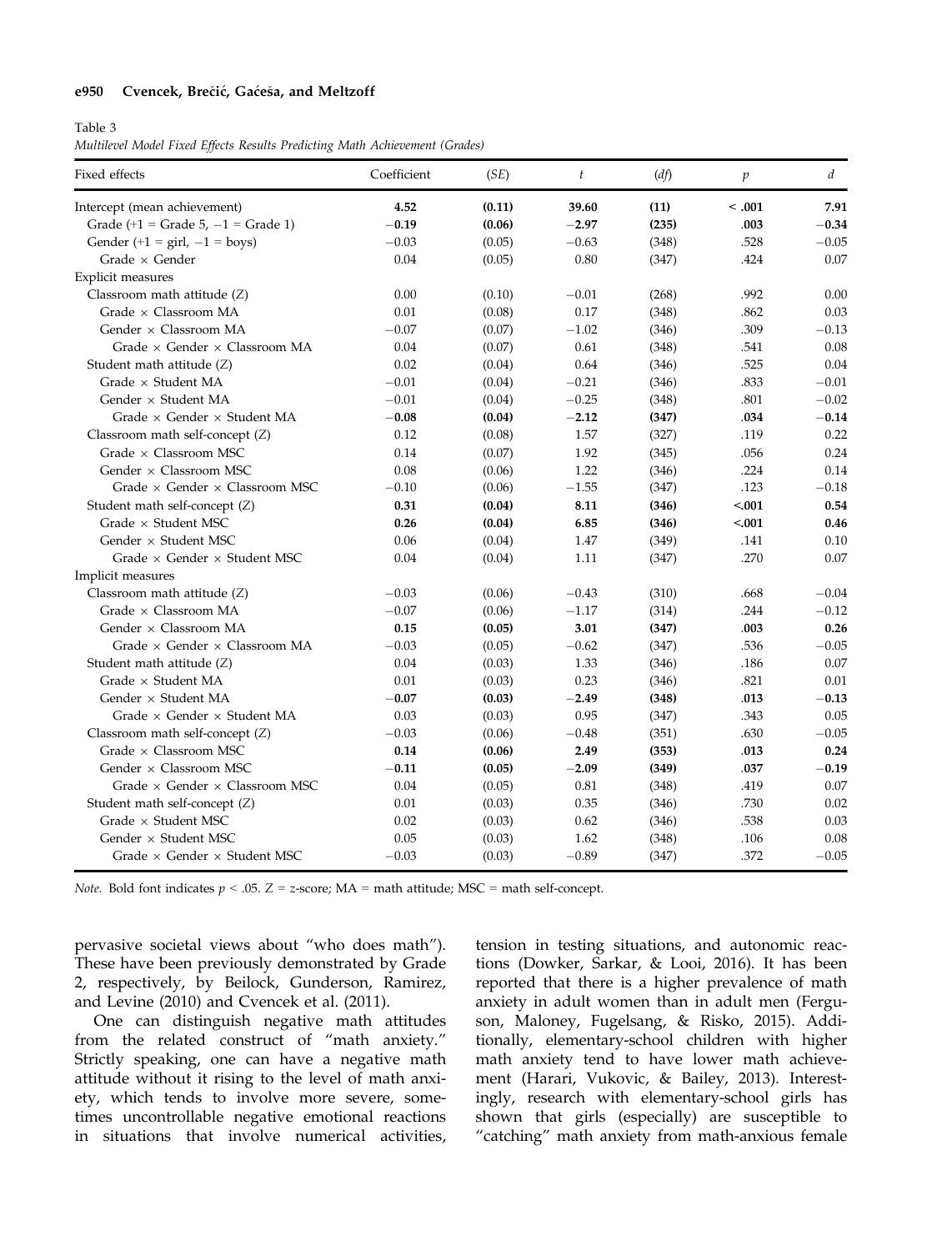Table 3

*Multilevel Model Fixed Effects Results Predicting Math Achievement (Grades)*

| Fixed effects | Coefficient | (*SE*) | *t* | (*df*) | *p* | *d* |
|---|---|---|---|---|---|---|
| Intercept (mean achievement) | **4.52** | **(0.11)** | **39.60** | **(11)** | **< .001** | **7.91** |
| Grade (+1 = Grade 5, −1 = Grade 1) | **−0.19** | **(0.06)** | **−2.97** | **(235)** | **.003** | **−0.34** |
| Gender (+1 = girl, −1 = boys) | −0.03 | (0.05) | −0.63 | (348) | .528 | −0.05 |
| Grade × Gender | 0.04 | (0.05) | 0.80 | (347) | .424 | 0.07 |
| Explicit measures | | | | | | |
| Classroom math attitude (*Z*) | 0.00 | (0.10) | −0.01 | (268) | .992 | 0.00 |
| Grade × Classroom MA | 0.01 | (0.08) | 0.17 | (348) | .862 | 0.03 |
| Gender × Classroom MA | −0.07 | (0.07) | −1.02 | (346) | .309 | −0.13 |
| Grade × Gender × Classroom MA | 0.04 | (0.07) | 0.61 | (348) | .541 | 0.08 |
| Student math attitude (*Z*) | 0.02 | (0.04) | 0.64 | (346) | .525 | 0.04 |
| Grade × Student MA | −0.01 | (0.04) | −0.21 | (346) | .833 | −0.01 |
| Gender × Student MA | −0.01 | (0.04) | −0.25 | (348) | .801 | −0.02 |
| Grade × Gender × Student MA | **−0.08** | **(0.04)** | **−2.12** | **(347)** | **.034** | **−0.14** |
| Classroom math self-concept (*Z*) | 0.12 | (0.08) | 1.57 | (327) | .119 | 0.22 |
| Grade × Classroom MSC | 0.14 | (0.07) | 1.92 | (345) | .056 | 0.24 |
| Gender × Classroom MSC | 0.08 | (0.06) | 1.22 | (346) | .224 | 0.14 |
| Grade × Gender × Classroom MSC | −0.10 | (0.06) | −1.55 | (347) | .123 | −0.18 |
| Student math self-concept (*Z*) | **0.31** | **(0.04)** | **8.11** | **(346)** | **<.001** | **0.54** |
| Grade × Student MSC | **0.26** | **(0.04)** | **6.85** | **(346)** | **<.001** | **0.46** |
| Gender × Student MSC | 0.06 | (0.04) | 1.47 | (349) | .141 | 0.10 |
| Grade × Gender × Student MSC | 0.04 | (0.04) | 1.11 | (347) | .270 | 0.07 |
| Implicit measures | | | | | | |
| Classroom math attitude (*Z*) | −0.03 | (0.06) | −0.43 | (310) | .668 | −0.04 |
| Grade × Classroom MA | −0.07 | (0.06) | −1.17 | (314) | .244 | −0.12 |
| Gender × Classroom MA | **0.15** | **(0.05)** | **3.01** | **(347)** | **.003** | **0.26** |
| Grade × Gender × Classroom MA | −0.03 | (0.05) | −0.62 | (347) | .536 | −0.05 |
| Student math attitude (*Z*) | 0.04 | (0.03) | 1.33 | (346) | .186 | 0.07 |
| Grade × Student MA | 0.01 | (0.03) | 0.23 | (346) | .821 | 0.01 |
| Gender × Student MA | **−0.07** | **(0.03)** | **−2.49** | **(348)** | **.013** | **−0.13** |
| Grade × Gender × Student MA | 0.03 | (0.03) | 0.95 | (347) | .343 | 0.05 |
| Classroom math self-concept (*Z*) | −0.03 | (0.06) | −0.48 | (351) | .630 | −0.05 |
| Grade × Classroom MSC | **0.14** | **(0.06)** | **2.49** | **(353)** | **.013** | **0.24** |
| Gender × Classroom MSC | **−0.11** | **(0.05)** | **−2.09** | **(349)** | **.037** | **−0.19** |
| Grade × Gender × Classroom MSC | 0.04 | (0.05) | 0.81 | (348) | .419 | 0.07 |
| Student math self-concept (*Z*) | 0.01 | (0.03) | 0.35 | (346) | .730 | 0.02 |
| Grade × Student MSC | 0.02 | (0.03) | 0.62 | (346) | .538 | 0.03 |
| Gender × Student MSC | 0.05 | (0.03) | 1.62 | (348) | .106 | 0.08 |
| Grade × Gender × Student MSC | −0.03 | (0.03) | −0.89 | (347) | .372 | −0.05 |

*Note.* Bold font indicates $p < .05$. $Z$ = $z$-score; MA = math attitude; MSC = math self-concept.

pervasive societal views about "who does math"). These have been previously demonstrated by Grade 2, respectively, by Beilock, Gunderson, Ramirez, and Levine (2010) and Cvencek et al. (2011).

One can distinguish negative math attitudes from the related construct of "math anxiety." Strictly speaking, one can have a negative math attitude without it rising to the level of math anxiety, which tends to involve more severe, sometimes uncontrollable negative emotional reactions in situations that involve numerical activities, tension in testing situations, and autonomic reactions (Dowker, Sarkar, & Looi, 2016). It has been reported that there is a higher prevalence of math anxiety in adult women than in adult men (Ferguson, Maloney, Fugelsang, & Risko, 2015). Additionally, elementary-school children with higher math anxiety tend to have lower math achievement (Harari, Vukovic, & Bailey, 2013). Interestingly, research with elementary-school girls has shown that girls (especially) are susceptible to "catching" math anxiety from math-anxious female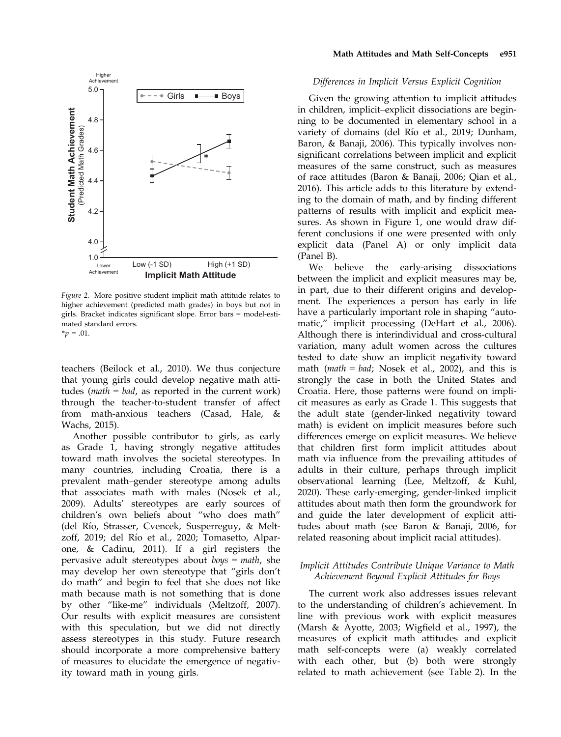*Figure 2.* More positive student implicit math attitude relates to higher achievement (predicted math grades) in boys but not in girls. Bracket indicates significant slope. Error bars = model-estimated standard errors.
*$p$ = .01.

teachers (Beilock et al., 2010). We thus conjecture that young girls could develop negative math attitudes (*math = bad*, as reported in the current work) through the teacher-to-student transfer of affect from math-anxious teachers (Casad, Hale, & Wachs, 2015).

Another possible contributor to girls, as early as Grade 1, having strongly negative attitudes toward math involves the societal stereotypes. In many countries, including Croatia, there is a prevalent math–gender stereotype among adults that associates math with males (Nosek et al., 2009). Adults' stereotypes are early sources of children's own beliefs about "who does math" (del Río, Strasser, Cvencek, Susperreguy, & Meltzoff, 2019; del Río et al., 2020; Tomasetto, Alparone, & Cadinu, 2011). If a girl registers the pervasive adult stereotypes about *boys = math*, she may develop her own stereotype that "girls don't do math" and begin to feel that she does not like math because math is not something that is done by other "like-me" individuals (Meltzoff, 2007). Our results with explicit measures are consistent with this speculation, but we did not directly assess stereotypes in this study. Future research should incorporate a more comprehensive battery of measures to elucidate the emergence of negativity toward math in young girls.

### *Differences in Implicit Versus Explicit Cognition*

Given the growing attention to implicit attitudes in children, implicit–explicit dissociations are beginning to be documented in elementary school in a variety of domains (del Río et al., 2019; Dunham, Baron, & Banaji, 2006). This typically involves nonsignificant correlations between implicit and explicit measures of the same construct, such as measures of race attitudes (Baron & Banaji, 2006; Qian et al., 2016). This article adds to this literature by extending to the domain of math, and by finding different patterns of results with implicit and explicit measures. As shown in Figure 1, one would draw different conclusions if one were presented with only explicit data (Panel A) or only implicit data (Panel B).

We believe the early-arising dissociations between the implicit and explicit measures may be, in part, due to their different origins and development. The experiences a person has early in life have a particularly important role in shaping "automatic," implicit processing (DeHart et al., 2006). Although there is interindividual and cross-cultural variation, many adult women across the cultures tested to date show an implicit negativity toward math (*math = bad*; Nosek et al., 2002), and this is strongly the case in both the United States and Croatia. Here, those patterns were found on implicit measures as early as Grade 1. This suggests that the adult state (gender-linked negativity toward math) is evident on implicit measures before such differences emerge on explicit measures. We believe that children first form implicit attitudes about math via influence from the prevailing attitudes of adults in their culture, perhaps through implicit observational learning (Lee, Meltzoff, & Kuhl, 2020). These early-emerging, gender-linked implicit attitudes about math then form the groundwork for and guide the later development of explicit attitudes about math (see Baron & Banaji, 2006, for related reasoning about implicit racial attitudes).

### *Implicit Attitudes Contribute Unique Variance to Math Achievement Beyond Explicit Attitudes for Boys*

The current work also addresses issues relevant to the understanding of children's achievement. In line with previous work with explicit measures (Marsh & Ayotte, 2003; Wigfield et al., 1997), the measures of explicit math attitudes and explicit math self-concepts were (a) weakly correlated with each other, but (b) both were strongly related to math achievement (see Table 2). In the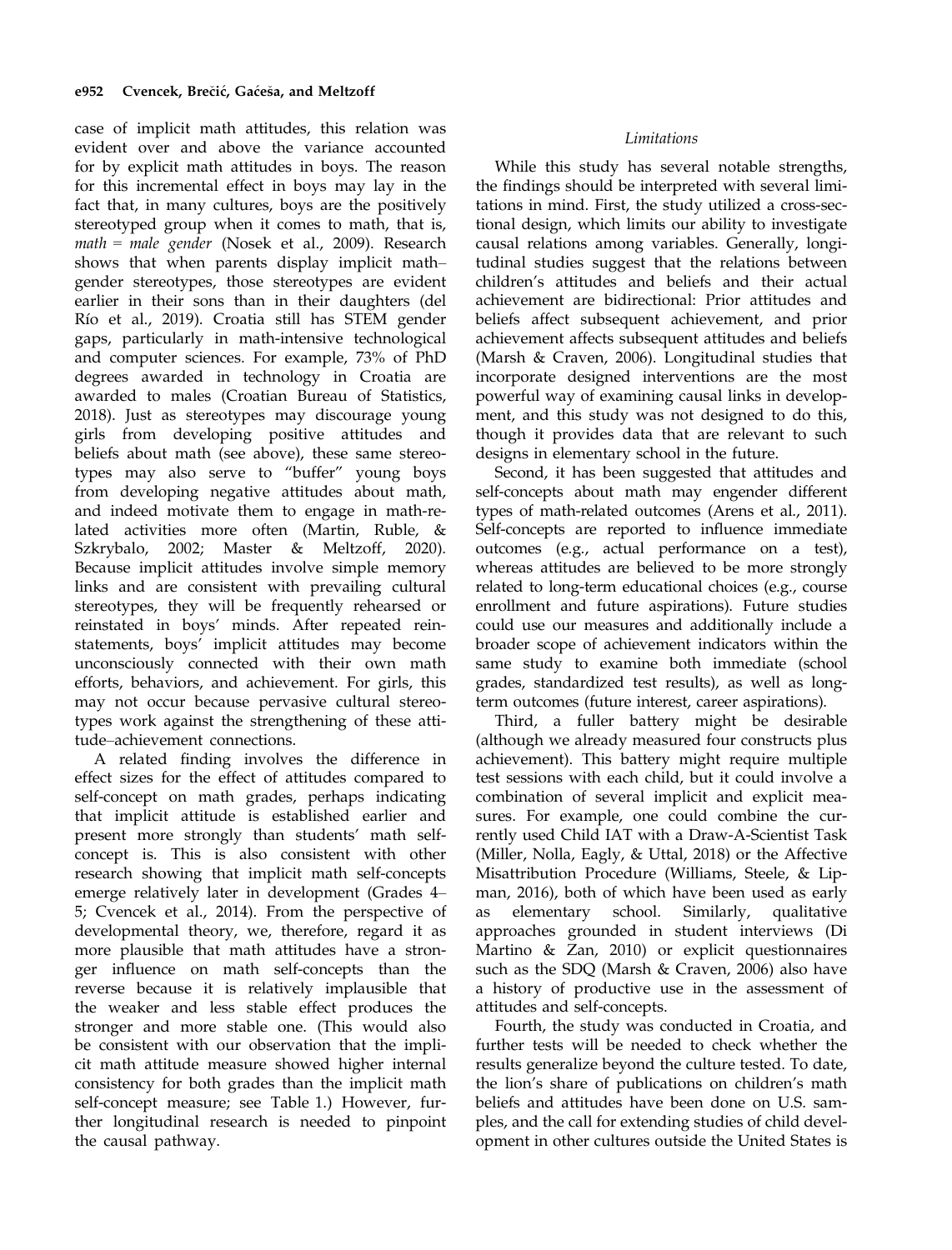case of implicit math attitudes, this relation was evident over and above the variance accounted for by explicit math attitudes in boys. The reason for this incremental effect in boys may lay in the fact that, in many cultures, boys are the positively stereotyped group when it comes to math, that is, *math = male gender* (Nosek et al., 2009). Research shows that when parents display implicit math–gender stereotypes, those stereotypes are evident earlier in their sons than in their daughters (del Río et al., 2019). Croatia still has STEM gender gaps, particularly in math-intensive technological and computer sciences. For example, 73% of PhD degrees awarded in technology in Croatia are awarded to males (Croatian Bureau of Statistics, 2018). Just as stereotypes may discourage young girls from developing positive attitudes and beliefs about math (see above), these same stereotypes may also serve to "buffer" young boys from developing negative attitudes about math, and indeed motivate them to engage in math-related activities more often (Martin, Ruble, & Szkrybalo, 2002; Master & Meltzoff, 2020). Because implicit attitudes involve simple memory links and are consistent with prevailing cultural stereotypes, they will be frequently rehearsed or reinstated in boys' minds. After repeated reinstatements, boys' implicit attitudes may become unconsciously connected with their own math efforts, behaviors, and achievement. For girls, this may not occur because pervasive cultural stereotypes work against the strengthening of these attitude–achievement connections.

A related finding involves the difference in effect sizes for the effect of attitudes compared to self-concept on math grades, perhaps indicating that implicit attitude is established earlier and present more strongly than students' math self-concept is. This is also consistent with other research showing that implicit math self-concepts emerge relatively later in development (Grades 4–5; Cvencek et al., 2014). From the perspective of developmental theory, we, therefore, regard it as more plausible that math attitudes have a stronger influence on math self-concepts than the reverse because it is relatively implausible that the weaker and less stable effect produces the stronger and more stable one. (This would also be consistent with our observation that the implicit math attitude measure showed higher internal consistency for both grades than the implicit math self-concept measure; see Table 1.) However, further longitudinal research is needed to pinpoint the causal pathway.

### *Limitations*

While this study has several notable strengths, the findings should be interpreted with several limitations in mind. First, the study utilized a cross-sectional design, which limits our ability to investigate causal relations among variables. Generally, longitudinal studies suggest that the relations between children's attitudes and beliefs and their actual achievement are bidirectional: Prior attitudes and beliefs affect subsequent achievement, and prior achievement affects subsequent attitudes and beliefs (Marsh & Craven, 2006). Longitudinal studies that incorporate designed interventions are the most powerful way of examining causal links in development, and this study was not designed to do this, though it provides data that are relevant to such designs in elementary school in the future.

Second, it has been suggested that attitudes and self-concepts about math may engender different types of math-related outcomes (Arens et al., 2011). Self-concepts are reported to influence immediate outcomes (e.g., actual performance on a test), whereas attitudes are believed to be more strongly related to long-term educational choices (e.g., course enrollment and future aspirations). Future studies could use our measures and additionally include a broader scope of achievement indicators within the same study to examine both immediate (school grades, standardized test results), as well as long-term outcomes (future interest, career aspirations).

Third, a fuller battery might be desirable (although we already measured four constructs plus achievement). This battery might require multiple test sessions with each child, but it could involve a combination of several implicit and explicit measures. For example, one could combine the currently used Child IAT with a Draw-A-Scientist Task (Miller, Nolla, Eagly, & Uttal, 2018) or the Affective Misattribution Procedure (Williams, Steele, & Lipman, 2016), both of which have been used as early as elementary school. Similarly, qualitative approaches grounded in student interviews (Di Martino & Zan, 2010) or explicit questionnaires such as the SDQ (Marsh & Craven, 2006) also have a history of productive use in the assessment of attitudes and self-concepts.

Fourth, the study was conducted in Croatia, and further tests will be needed to check whether the results generalize beyond the culture tested. To date, the lion's share of publications on children's math beliefs and attitudes have been done on U.S. samples, and the call for extending studies of child development in other cultures outside the United States is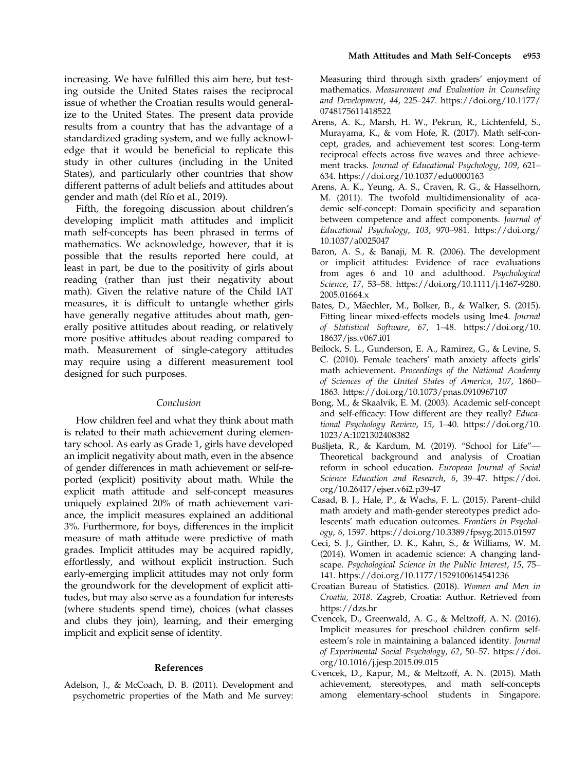increasing. We have fulfilled this aim here, but testing outside the United States raises the reciprocal issue of whether the Croatian results would generalize to the United States. The present data provide results from a country that has the advantage of a standardized grading system, and we fully acknowledge that it would be beneficial to replicate this study in other cultures (including in the United States), and particularly other countries that show different patterns of adult beliefs and attitudes about gender and math (del Río et al., 2019).

Fifth, the foregoing discussion about children's developing implicit math attitudes and implicit math self-concepts has been phrased in terms of mathematics. We acknowledge, however, that it is possible that the results reported here could, at least in part, be due to the positivity of girls about reading (rather than just their negativity about math). Given the relative nature of the Child IAT measures, it is difficult to untangle whether girls have generally negative attitudes about math, generally positive attitudes about reading, or relatively more positive attitudes about reading compared to math. Measurement of single-category attitudes may require using a different measurement tool designed for such purposes.

### Conclusion

How children feel and what they think about math is related to their math achievement during elementary school. As early as Grade 1, girls have developed an implicit negativity about math, even in the absence of gender differences in math achievement or self-reported (explicit) positivity about math. While the explicit math attitude and self-concept measures uniquely explained 20% of math achievement variance, the implicit measures explained an additional 3%. Furthermore, for boys, differences in the implicit measure of math attitude were predictive of math grades. Implicit attitudes may be acquired rapidly, effortlessly, and without explicit instruction. Such early-emerging implicit attitudes may not only form the groundwork for the development of explicit attitudes, but may also serve as a foundation for interests (where students spend time), choices (what classes and clubs they join), learning, and their emerging implicit and explicit sense of identity.

## References

Adelson, J., & McCoach, D. B. (2011). Development and psychometric properties of the Math and Me survey: Measuring third through sixth graders' enjoyment of mathematics. *Measurement and Evaluation in Counseling and Development*, *44*, 225–247. https://doi.org/10.1177/0748175611418522

Arens, A. K., Marsh, H. W., Pekrun, R., Lichtenfeld, S., Murayama, K., & vom Hofe, R. (2017). Math self-concept, grades, and achievement test scores: Long-term reciprocal effects across five waves and three achievement tracks. *Journal of Educational Psychology*, *109*, 621–634. https://doi.org/10.1037/edu0000163

Arens, A. K., Yeung, A. S., Craven, R. G., & Hasselhorn, M. (2011). The twofold multidimensionality of academic self-concept: Domain specificity and separation between competence and affect components. *Journal of Educational Psychology*, *103*, 970–981. https://doi.org/10.1037/a0025047

Baron, A. S., & Banaji, M. R. (2006). The development or implicit attitudes: Evidence of race evaluations from ages 6 and 10 and adulthood. *Psychological Science*, *17*, 53–58. https://doi.org/10.1111/j.1467-9280.2005.01664.x

Bates, D., Mächler, M., Bolker, B., & Walker, S. (2015). Fitting linear mixed-effects models using lme4. *Journal of Statistical Software*, *67*, 1–48. https://doi.org/10.18637/jss.v067.i01

Beilock, S. L., Gunderson, E. A., Ramirez, G., & Levine, S. C. (2010). Female teachers' math anxiety affects girls' math achievement. *Proceedings of the National Academy of Sciences of the United States of America*, *107*, 1860–1863. https://doi.org/10.1073/pnas.0910967107

Bong, M., & Skaalvik, E. M. (2003). Academic self-concept and self-efficacy: How different are they really? *Educational Psychology Review*, *15*, 1–40. https://doi.org/10.1023/A:1021302408382

Bušljeta, R., & Kardum, M. (2019). "School for Life"—Theoretical background and analysis of Croatian reform in school education. *European Journal of Social Science Education and Research*, *6*, 39–47. https://doi.org/10.26417/ejser.v6i2.p39-47

Casad, B. J., Hale, P., & Wachs, F. L. (2015). Parent–child math anxiety and math-gender stereotypes predict adolescents' math education outcomes. *Frontiers in Psychology*, *6*, 1597. https://doi.org/10.3389/fpsyg.2015.01597

Ceci, S. J., Ginther, D. K., Kahn, S., & Williams, W. M. (2014). Women in academic science: A changing landscape. *Psychological Science in the Public Interest*, *15*, 75–141. https://doi.org/10.1177/1529100614541236

Croatian Bureau of Statistics. (2018). *Women and Men in Croatia, 2018*. Zagreb, Croatia: Author. Retrieved from https://dzs.hr

Cvencek, D., Greenwald, A. G., & Meltzoff, A. N. (2016). Implicit measures for preschool children confirm self-esteem's role in maintaining a balanced identity. *Journal of Experimental Social Psychology*, *62*, 50–57. https://doi.org/10.1016/j.jesp.2015.09.015

Cvencek, D., Kapur, M., & Meltzoff, A. N. (2015). Math achievement, stereotypes, and math self-concepts among elementary-school students in Singapore.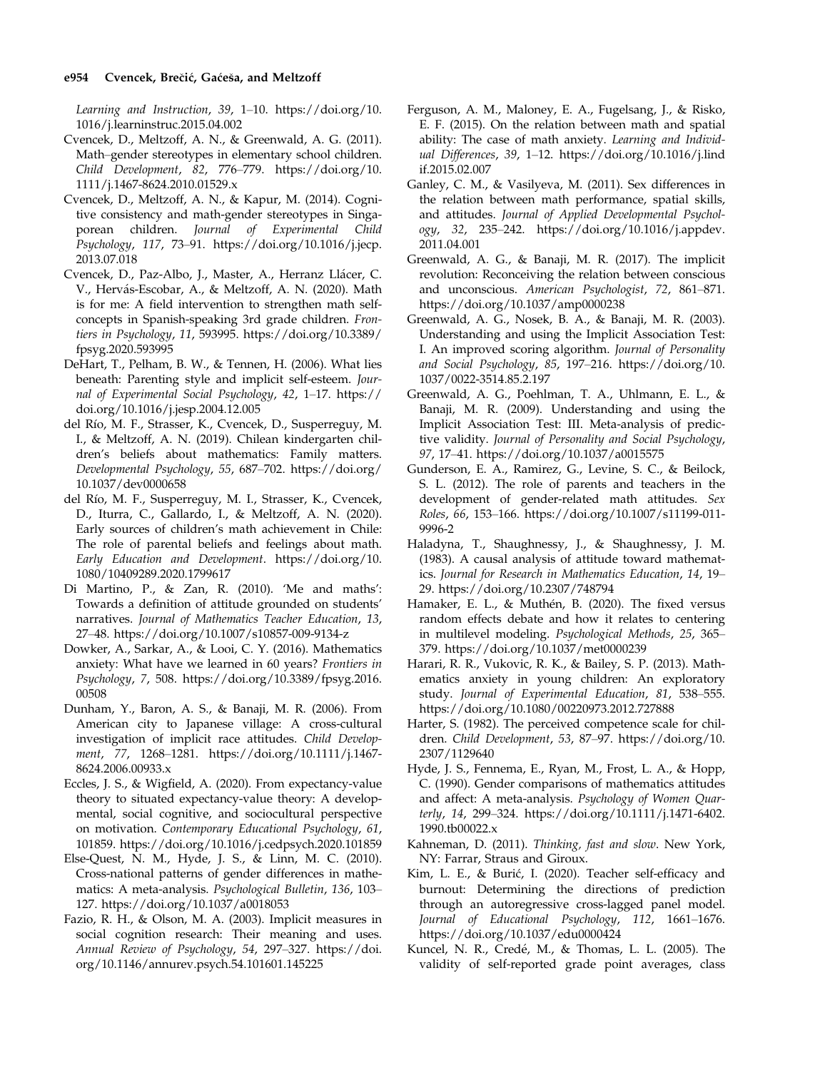*Learning and Instruction*, *39*, 1–10. https://doi.org/10.1016/j.learninstruc.2015.04.002

Cvencek, D., Meltzoff, A. N., & Greenwald, A. G. (2011). Math–gender stereotypes in elementary school children. *Child Development*, *82*, 776–779. https://doi.org/10.1111/j.1467-8624.2010.01529.x

Cvencek, D., Meltzoff, A. N., & Kapur, M. (2014). Cognitive consistency and math-gender stereotypes in Singaporean children. *Journal of Experimental Child Psychology*, *117*, 73–91. https://doi.org/10.1016/j.jecp.2013.07.018

Cvencek, D., Paz-Albo, J., Master, A., Herranz Llácer, C. V., Hervás-Escobar, A., & Meltzoff, A. N. (2020). Math is for me: A field intervention to strengthen math self-concepts in Spanish-speaking 3rd grade children. *Frontiers in Psychology*, *11*, 593995. https://doi.org/10.3389/fpsyg.2020.593995

DeHart, T., Pelham, B. W., & Tennen, H. (2006). What lies beneath: Parenting style and implicit self-esteem. *Journal of Experimental Social Psychology*, *42*, 1–17. https://doi.org/10.1016/j.jesp.2004.12.005

del Río, M. F., Strasser, K., Cvencek, D., Susperreguy, M. I., & Meltzoff, A. N. (2019). Chilean kindergarten children's beliefs about mathematics: Family matters. *Developmental Psychology*, *55*, 687–702. https://doi.org/10.1037/dev0000658

del Río, M. F., Susperreguy, M. I., Strasser, K., Cvencek, D., Iturra, C., Gallardo, I., & Meltzoff, A. N. (2020). Early sources of children's math achievement in Chile: The role of parental beliefs and feelings about math. *Early Education and Development*. https://doi.org/10.1080/10409289.2020.1799617

Di Martino, P., & Zan, R. (2010). 'Me and maths': Towards a definition of attitude grounded on students' narratives. *Journal of Mathematics Teacher Education*, *13*, 27–48. https://doi.org/10.1007/s10857-009-9134-z

Dowker, A., Sarkar, A., & Looi, C. Y. (2016). Mathematics anxiety: What have we learned in 60 years? *Frontiers in Psychology*, *7*, 508. https://doi.org/10.3389/fpsyg.2016.00508

Dunham, Y., Baron, A. S., & Banaji, M. R. (2006). From American city to Japanese village: A cross-cultural investigation of implicit race attitudes. *Child Development*, *77*, 1268–1281. https://doi.org/10.1111/j.1467-8624.2006.00933.x

Eccles, J. S., & Wigfield, A. (2020). From expectancy-value theory to situated expectancy-value theory: A developmental, social cognitive, and sociocultural perspective on motivation. *Contemporary Educational Psychology*, *61*, 101859. https://doi.org/10.1016/j.cedpsych.2020.101859

Else-Quest, N. M., Hyde, J. S., & Linn, M. C. (2010). Cross-national patterns of gender differences in mathematics: A meta-analysis. *Psychological Bulletin*, *136*, 103–127. https://doi.org/10.1037/a0018053

Fazio, R. H., & Olson, M. A. (2003). Implicit measures in social cognition research: Their meaning and uses. *Annual Review of Psychology*, *54*, 297–327. https://doi.org/10.1146/annurev.psych.54.101601.145225

Ferguson, A. M., Maloney, E. A., Fugelsang, J., & Risko, E. F. (2015). On the relation between math and spatial ability: The case of math anxiety. *Learning and Individual Differences*, *39*, 1–12. https://doi.org/10.1016/j.lindif.2015.02.007

Ganley, C. M., & Vasilyeva, M. (2011). Sex differences in the relation between math performance, spatial skills, and attitudes. *Journal of Applied Developmental Psychology*, *32*, 235–242. https://doi.org/10.1016/j.appdev.2011.04.001

Greenwald, A. G., & Banaji, M. R. (2017). The implicit revolution: Reconceiving the relation between conscious and unconscious. *American Psychologist*, *72*, 861–871. https://doi.org/10.1037/amp0000238

Greenwald, A. G., Nosek, B. A., & Banaji, M. R. (2003). Understanding and using the Implicit Association Test: I. An improved scoring algorithm. *Journal of Personality and Social Psychology*, *85*, 197–216. https://doi.org/10.1037/0022-3514.85.2.197

Greenwald, A. G., Poehlman, T. A., Uhlmann, E. L., & Banaji, M. R. (2009). Understanding and using the Implicit Association Test: III. Meta-analysis of predictive validity. *Journal of Personality and Social Psychology*, *97*, 17–41. https://doi.org/10.1037/a0015575

Gunderson, E. A., Ramirez, G., Levine, S. C., & Beilock, S. L. (2012). The role of parents and teachers in the development of gender-related math attitudes. *Sex Roles*, *66*, 153–166. https://doi.org/10.1007/s11199-011-9996-2

Haladyna, T., Shaughnessy, J., & Shaughnessy, J. M. (1983). A causal analysis of attitude toward mathematics. *Journal for Research in Mathematics Education*, *14*, 19–29. https://doi.org/10.2307/748794

Hamaker, E. L., & Muthén, B. (2020). The fixed versus random effects debate and how it relates to centering in multilevel modeling. *Psychological Methods*, *25*, 365–379. https://doi.org/10.1037/met0000239

Harari, R. R., Vukovic, R. K., & Bailey, S. P. (2013). Mathematics anxiety in young children: An exploratory study. *Journal of Experimental Education*, *81*, 538–555. https://doi.org/10.1080/00220973.2012.727888

Harter, S. (1982). The perceived competence scale for children. *Child Development*, *53*, 87–97. https://doi.org/10.2307/1129640

Hyde, J. S., Fennema, E., Ryan, M., Frost, L. A., & Hopp, C. (1990). Gender comparisons of mathematics attitudes and affect: A meta-analysis. *Psychology of Women Quarterly*, *14*, 299–324. https://doi.org/10.1111/j.1471-6402.1990.tb00022.x

Kahneman, D. (2011). *Thinking, fast and slow*. New York, NY: Farrar, Straus and Giroux.

Kim, L. E., & Burić, I. (2020). Teacher self-efficacy and burnout: Determining the directions of prediction through an autoregressive cross-lagged panel model. *Journal of Educational Psychology*, *112*, 1661–1676. https://doi.org/10.1037/edu0000424

Kuncel, N. R., Credé, M., & Thomas, L. L. (2005). The validity of self-reported grade point averages, class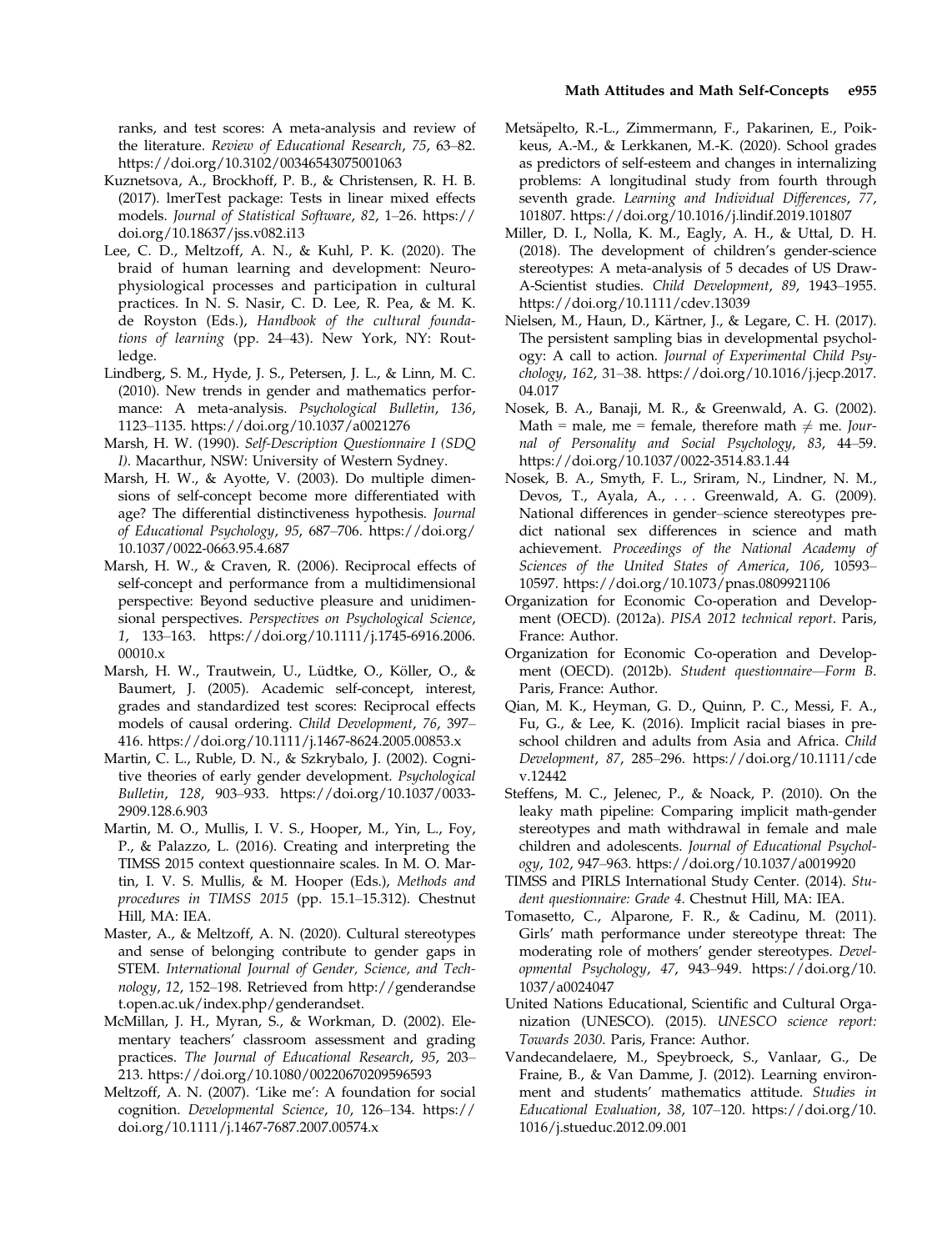ranks, and test scores: A meta-analysis and review of the literature. *Review of Educational Research*, *75*, 63–82. https://doi.org/10.3102/00346543075001063

Kuznetsova, A., Brockhoff, P. B., & Christensen, R. H. B. (2017). lmerTest package: Tests in linear mixed effects models. *Journal of Statistical Software*, *82*, 1–26. https://doi.org/10.18637/jss.v082.i13

Lee, C. D., Meltzoff, A. N., & Kuhl, P. K. (2020). The braid of human learning and development: Neurophysiological processes and participation in cultural practices. In N. S. Nasir, C. D. Lee, R. Pea, & M. K. de Royston (Eds.), *Handbook of the cultural foundations of learning* (pp. 24–43). New York, NY: Routledge.

Lindberg, S. M., Hyde, J. S., Petersen, J. L., & Linn, M. C. (2010). New trends in gender and mathematics performance: A meta-analysis. *Psychological Bulletin*, *136*, 1123–1135. https://doi.org/10.1037/a0021276

Marsh, H. W. (1990). *Self-Description Questionnaire I (SDQ I)*. Macarthur, NSW: University of Western Sydney.

Marsh, H. W., & Ayotte, V. (2003). Do multiple dimensions of self-concept become more differentiated with age? The differential distinctiveness hypothesis. *Journal of Educational Psychology*, *95*, 687–706. https://doi.org/10.1037/0022-0663.95.4.687

Marsh, H. W., & Craven, R. (2006). Reciprocal effects of self-concept and performance from a multidimensional perspective: Beyond seductive pleasure and unidimensional perspectives. *Perspectives on Psychological Science*, *1*, 133–163. https://doi.org/10.1111/j.1745-6916.2006.00010.x

Marsh, H. W., Trautwein, U., Lüdtke, O., Köller, O., & Baumert, J. (2005). Academic self-concept, interest, grades and standardized test scores: Reciprocal effects models of causal ordering. *Child Development*, *76*, 397–416. https://doi.org/10.1111/j.1467-8624.2005.00853.x

Martin, C. L., Ruble, D. N., & Szkrybalo, J. (2002). Cognitive theories of early gender development. *Psychological Bulletin*, *128*, 903–933. https://doi.org/10.1037/0033-2909.128.6.903

Martin, M. O., Mullis, I. V. S., Hooper, M., Yin, L., Foy, P., & Palazzo, L. (2016). Creating and interpreting the TIMSS 2015 context questionnaire scales. In M. O. Martin, I. V. S. Mullis, & M. Hooper (Eds.), *Methods and procedures in TIMSS 2015* (pp. 15.1–15.312). Chestnut Hill, MA: IEA.

Master, A., & Meltzoff, A. N. (2020). Cultural stereotypes and sense of belonging contribute to gender gaps in STEM. *International Journal of Gender, Science, and Technology*, *12*, 152–198. Retrieved from http://genderandset.open.ac.uk/index.php/genderandset.

McMillan, J. H., Myran, S., & Workman, D. (2002). Elementary teachers' classroom assessment and grading practices. *The Journal of Educational Research*, *95*, 203–213. https://doi.org/10.1080/00220670209596593

Meltzoff, A. N. (2007). 'Like me': A foundation for social cognition. *Developmental Science*, *10*, 126–134. https://doi.org/10.1111/j.1467-7687.2007.00574.x

Metsäpelto, R.-L., Zimmermann, F., Pakarinen, E., Poikkeus, A.-M., & Lerkkanen, M.-K. (2020). School grades as predictors of self-esteem and changes in internalizing problems: A longitudinal study from fourth through seventh grade. *Learning and Individual Differences*, *77*, 101807. https://doi.org/10.1016/j.lindif.2019.101807

Miller, D. I., Nolla, K. M., Eagly, A. H., & Uttal, D. H. (2018). The development of children's gender-science stereotypes: A meta-analysis of 5 decades of US Draw-A-Scientist studies. *Child Development*, *89*, 1943–1955. https://doi.org/10.1111/cdev.13039

Nielsen, M., Haun, D., Kärtner, J., & Legare, C. H. (2017). The persistent sampling bias in developmental psychology: A call to action. *Journal of Experimental Child Psychology*, *162*, 31–38. https://doi.org/10.1016/j.jecp.2017.04.017

Nosek, B. A., Banaji, M. R., & Greenwald, A. G. (2002). Math = male, me = female, therefore math ≠ me. *Journal of Personality and Social Psychology*, *83*, 44–59. https://doi.org/10.1037/0022-3514.83.1.44

Nosek, B. A., Smyth, F. L., Sriram, N., Lindner, N. M., Devos, T., Ayala, A., . . . Greenwald, A. G. (2009). National differences in gender–science stereotypes predict national sex differences in science and math achievement. *Proceedings of the National Academy of Sciences of the United States of America*, *106*, 10593–10597. https://doi.org/10.1073/pnas.0809921106

Organization for Economic Co-operation and Development (OECD). (2012a). *PISA 2012 technical report*. Paris, France: Author.

Organization for Economic Co-operation and Development (OECD). (2012b). *Student questionnaire—Form B*. Paris, France: Author.

Qian, M. K., Heyman, G. D., Quinn, P. C., Messi, F. A., Fu, G., & Lee, K. (2016). Implicit racial biases in preschool children and adults from Asia and Africa. *Child Development*, *87*, 285–296. https://doi.org/10.1111/cdev.12442

Steffens, M. C., Jelenec, P., & Noack, P. (2010). On the leaky math pipeline: Comparing implicit math-gender stereotypes and math withdrawal in female and male children and adolescents. *Journal of Educational Psychology*, *102*, 947–963. https://doi.org/10.1037/a0019920

TIMSS and PIRLS International Study Center. (2014). *Student questionnaire: Grade 4*. Chestnut Hill, MA: IEA.

Tomasetto, C., Alparone, F. R., & Cadinu, M. (2011). Girls' math performance under stereotype threat: The moderating role of mothers' gender stereotypes. *Developmental Psychology*, *47*, 943–949. https://doi.org/10.1037/a0024047

United Nations Educational, Scientific and Cultural Organization (UNESCO). (2015). *UNESCO science report: Towards 2030*. Paris, France: Author.

Vandecandelaere, M., Speybroeck, S., Vanlaar, G., De Fraine, B., & Van Damme, J. (2012). Learning environment and students' mathematics attitude. *Studies in Educational Evaluation*, *38*, 107–120. https://doi.org/10.1016/j.stueduc.2012.09.001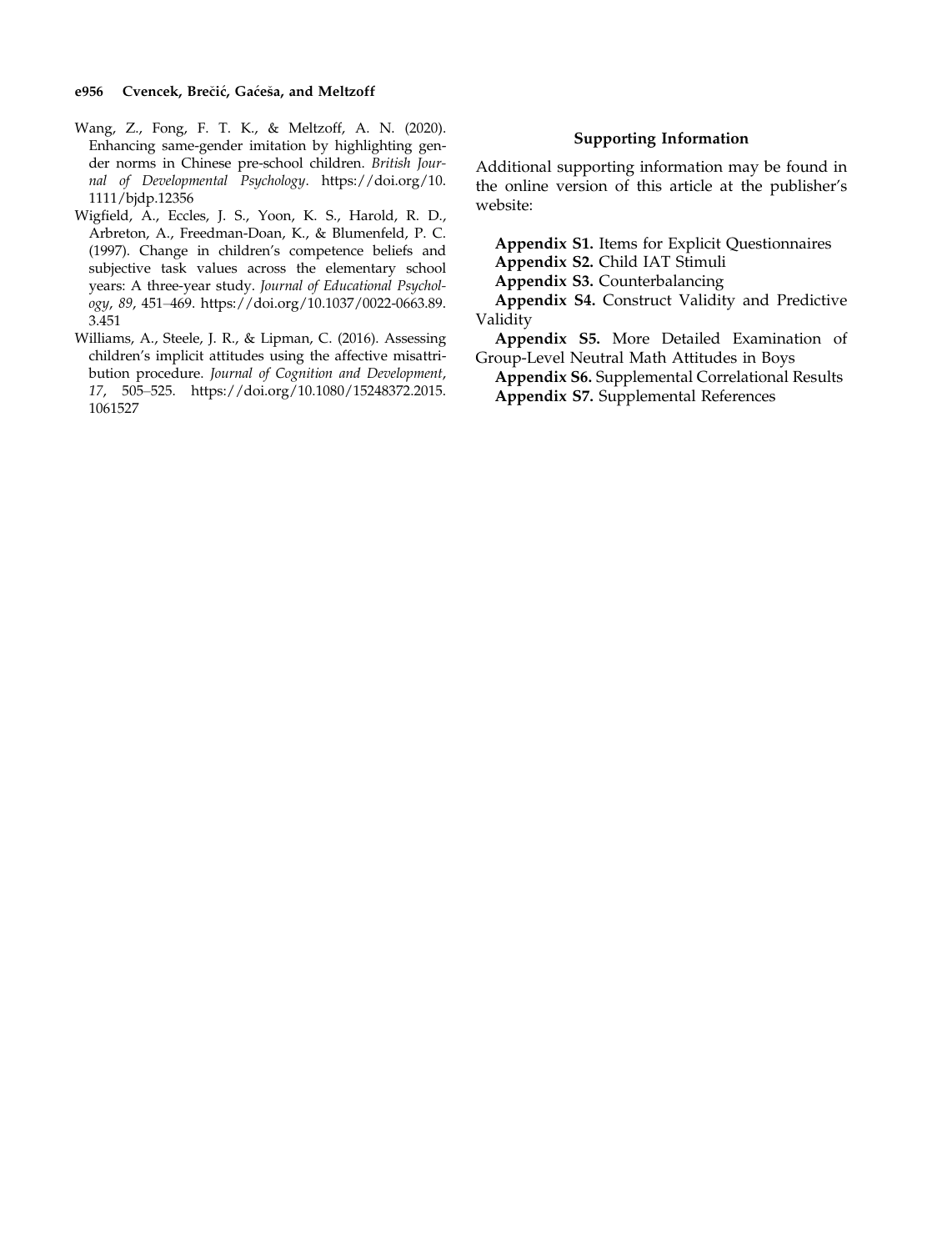Wang, Z., Fong, F. T. K., & Meltzoff, A. N. (2020). Enhancing same-gender imitation by highlighting gender norms in Chinese pre-school children. *British Journal of Developmental Psychology*. https://doi.org/10.1111/bjdp.12356

Wigfield, A., Eccles, J. S., Yoon, K. S., Harold, R. D., Arbreton, A., Freedman-Doan, K., & Blumenfeld, P. C. (1997). Change in children's competence beliefs and subjective task values across the elementary school years: A three-year study. *Journal of Educational Psychology*, *89*, 451–469. https://doi.org/10.1037/0022-0663.89.3.451

Williams, A., Steele, J. R., & Lipman, C. (2016). Assessing children's implicit attitudes using the affective misattribution procedure. *Journal of Cognition and Development*, *17*, 505–525. https://doi.org/10.1080/15248372.2015.1061527

## Supporting Information

Additional supporting information may be found in the online version of this article at the publisher's website:

**Appendix S1.** Items for Explicit Questionnaires
**Appendix S2.** Child IAT Stimuli
**Appendix S3.** Counterbalancing
**Appendix S4.** Construct Validity and Predictive Validity
**Appendix S5.** More Detailed Examination of Group-Level Neutral Math Attitudes in Boys
**Appendix S6.** Supplemental Correlational Results
**Appendix S7.** Supplemental References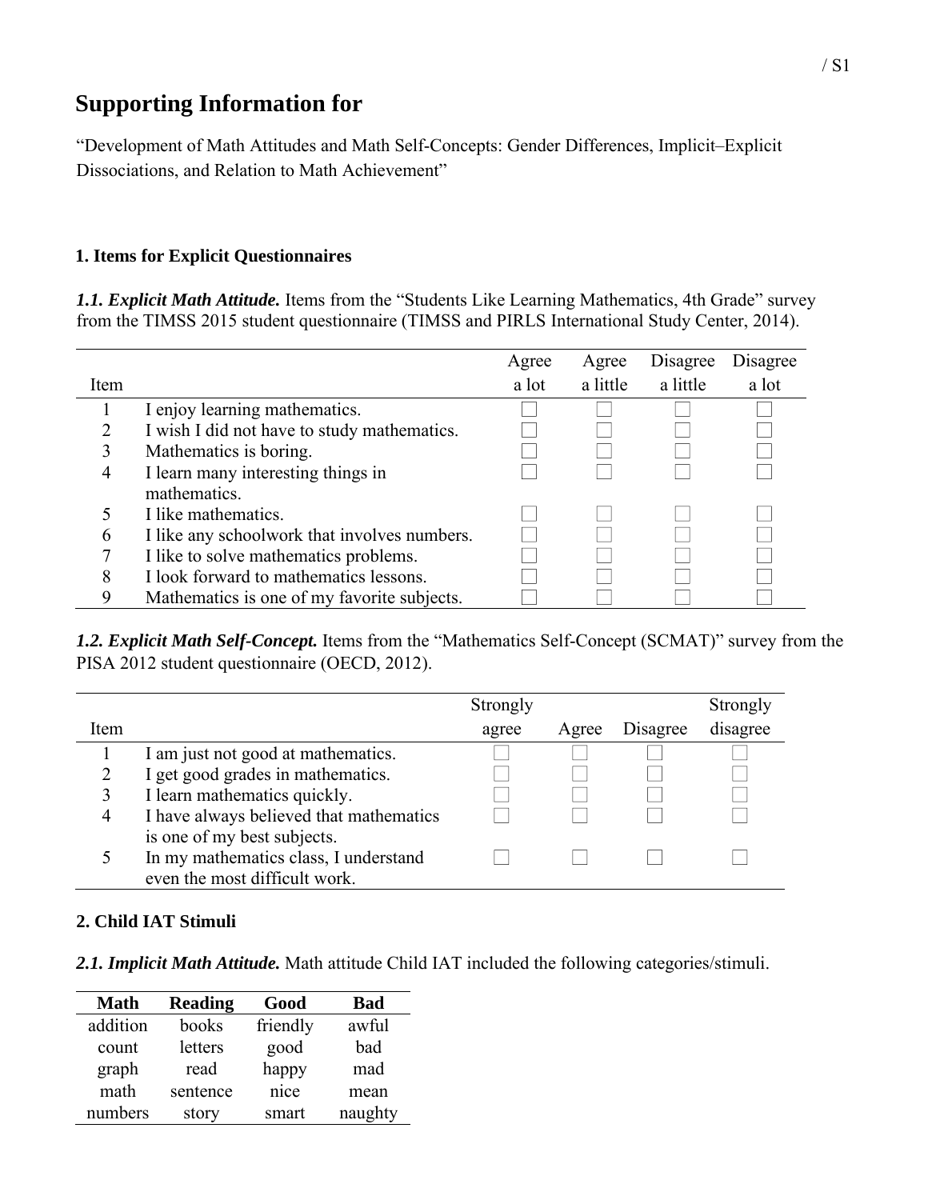# Supporting Information for

"Development of Math Attitudes and Math Self-Concepts: Gender Differences, Implicit–Explicit Dissociations, and Relation to Math Achievement"

### 1. Items for Explicit Questionnaires

***1.1. Explicit Math Attitude.*** Items from the "Students Like Learning Mathematics, 4th Grade" survey from the TIMSS 2015 student questionnaire (TIMSS and PIRLS International Study Center, 2014).

| Item | | Agree a lot | Agree a little | Disagree a little | Disagree a lot |
|---|---|---|---|---|---|
| 1 | I enjoy learning mathematics. | ☐ | ☐ | ☐ | ☐ |
| 2 | I wish I did not have to study mathematics. | ☐ | ☐ | ☐ | ☐ |
| 3 | Mathematics is boring. | ☐ | ☐ | ☐ | ☐ |
| 4 | I learn many interesting things in mathematics. | ☐ | ☐ | ☐ | ☐ |
| 5 | I like mathematics. | ☐ | ☐ | ☐ | ☐ |
| 6 | I like any schoolwork that involves numbers. | ☐ | ☐ | ☐ | ☐ |
| 7 | I like to solve mathematics problems. | ☐ | ☐ | ☐ | ☐ |
| 8 | I look forward to mathematics lessons. | ☐ | ☐ | ☐ | ☐ |
| 9 | Mathematics is one of my favorite subjects. | ☐ | ☐ | ☐ | ☐ |

***1.2. Explicit Math Self-Concept.*** Items from the "Mathematics Self-Concept (SCMAT)" survey from the PISA 2012 student questionnaire (OECD, 2012).

| Item | | Strongly agree | Agree | Disagree | Strongly disagree |
|---|---|---|---|---|---|
| 1 | I am just not good at mathematics. | ☐ | ☐ | ☐ | ☐ |
| 2 | I get good grades in mathematics. | ☐ | ☐ | ☐ | ☐ |
| 3 | I learn mathematics quickly. | ☐ | ☐ | ☐ | ☐ |
| 4 | I have always believed that mathematics is one of my best subjects. | ☐ | ☐ | ☐ | ☐ |
| 5 | In my mathematics class, I understand even the most difficult work. | ☐ | ☐ | ☐ | ☐ |

### 2. Child IAT Stimuli

***2.1. Implicit Math Attitude.*** Math attitude Child IAT included the following categories/stimuli.

| Math | Reading | Good | Bad |
|---|---|---|---|
| addition | books | friendly | awful |
| count | letters | good | bad |
| graph | read | happy | mad |
| math | sentence | nice | mean |
| numbers | story | smart | naughty |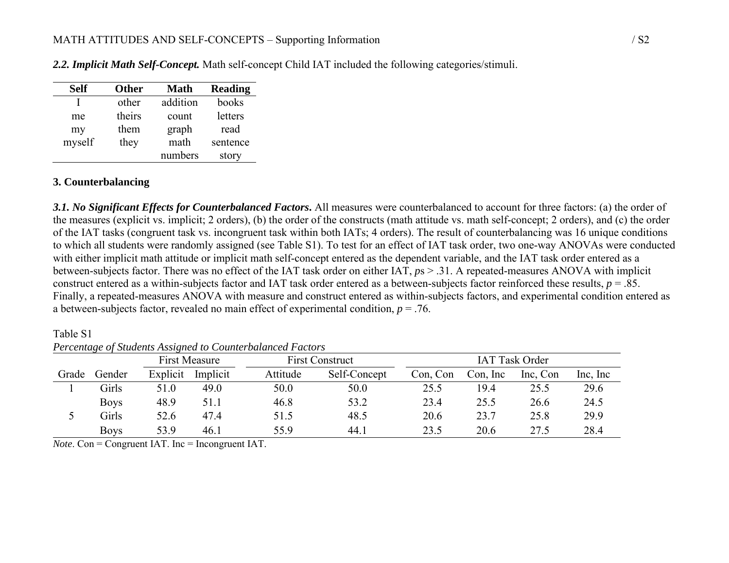***2.2. Implicit Math Self-Concept.*** Math self-concept Child IAT included the following categories/stimuli.

| Self | Other | Math | Reading |
|---|---|---|---|
| I | other | addition | books |
| me | theirs | count | letters |
| my | them | graph | read |
| myself | they | math | sentence |
| | | numbers | story |

### 3. Counterbalancing

***3.1. No Significant Effects for Counterbalanced Factors.*** All measures were counterbalanced to account for three factors: (a) the order of the measures (explicit vs. implicit; 2 orders), (b) the order of the constructs (math attitude vs. math self-concept; 2 orders), and (c) the order of the IAT tasks (congruent task vs. incongruent task within both IATs; 4 orders). The result of counterbalancing was 16 unique conditions to which all students were randomly assigned (see Table S1). To test for an effect of IAT task order, two one-way ANOVAs were conducted with either implicit math attitude or implicit math self-concept entered as the dependent variable, and the IAT task order entered as a between-subjects factor. There was no effect of the IAT task order on either IAT, *p*s > .31. A repeated-measures ANOVA with implicit construct entered as a within-subjects factor and IAT task order entered as a between-subjects factor reinforced these results, *p* = .85. Finally, a repeated-measures ANOVA with measure and construct entered as within-subjects factors, and experimental condition entered as a between-subjects factor, revealed no main effect of experimental condition, *p* = .76.

Table S1

*Percentage of Students Assigned to Counterbalanced Factors*

| | | First Measure | | First Construct | | IAT Task Order | | | |
|---|---|---|---|---|---|---|---|---|---|
| Grade | Gender | Explicit | Implicit | Attitude | Self-Concept | Con, Con | Con, Inc | Inc, Con | Inc, Inc |
| 1 | Girls | 51.0 | 49.0 | 50.0 | 50.0 | 25.5 | 19.4 | 25.5 | 29.6 |
| | Boys | 48.9 | 51.1 | 46.8 | 53.2 | 23.4 | 25.5 | 26.6 | 24.5 |
| 5 | Girls | 52.6 | 47.4 | 51.5 | 48.5 | 20.6 | 23.7 | 25.8 | 29.9 |
| | Boys | 53.9 | 46.1 | 55.9 | 44.1 | 23.5 | 20.6 | 27.5 | 28.4 |

*Note*. Con = Congruent IAT. Inc = Incongruent IAT.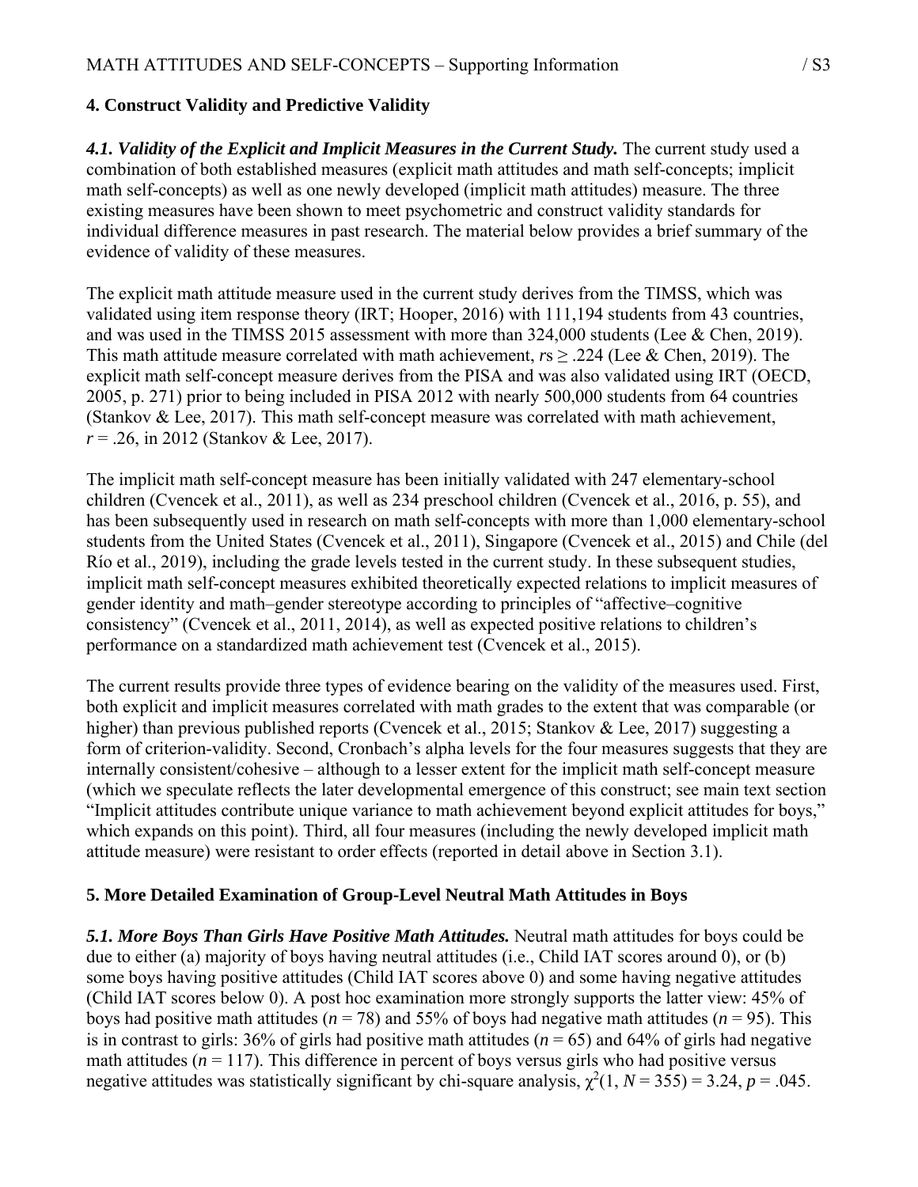## 4. Construct Validity and Predictive Validity

***4.1. Validity of the Explicit and Implicit Measures in the Current Study.*** The current study used a combination of both established measures (explicit math attitudes and math self-concepts; implicit math self-concepts) as well as one newly developed (implicit math attitudes) measure. The three existing measures have been shown to meet psychometric and construct validity standards for individual difference measures in past research. The material below provides a brief summary of the evidence of validity of these measures.

The explicit math attitude measure used in the current study derives from the TIMSS, which was validated using item response theory (IRT; Hooper, 2016) with 111,194 students from 43 countries, and was used in the TIMSS 2015 assessment with more than 324,000 students (Lee & Chen, 2019). This math attitude measure correlated with math achievement, $r$s $\geq .224$ (Lee & Chen, 2019). The explicit math self-concept measure derives from the PISA and was also validated using IRT (OECD, 2005, p. 271) prior to being included in PISA 2012 with nearly 500,000 students from 64 countries (Stankov & Lee, 2017). This math self-concept measure was correlated with math achievement, $r = .26$, in 2012 (Stankov & Lee, 2017).

The implicit math self-concept measure has been initially validated with 247 elementary-school children (Cvencek et al., 2011), as well as 234 preschool children (Cvencek et al., 2016, p. 55), and has been subsequently used in research on math self-concepts with more than 1,000 elementary-school students from the United States (Cvencek et al., 2011), Singapore (Cvencek et al., 2015) and Chile (del Río et al., 2019), including the grade levels tested in the current study. In these subsequent studies, implicit math self-concept measures exhibited theoretically expected relations to implicit measures of gender identity and math–gender stereotype according to principles of "affective–cognitive consistency" (Cvencek et al., 2011, 2014), as well as expected positive relations to children's performance on a standardized math achievement test (Cvencek et al., 2015).

The current results provide three types of evidence bearing on the validity of the measures used. First, both explicit and implicit measures correlated with math grades to the extent that was comparable (or higher) than previous published reports (Cvencek et al., 2015; Stankov & Lee, 2017) suggesting a form of criterion-validity. Second, Cronbach's alpha levels for the four measures suggests that they are internally consistent/cohesive – although to a lesser extent for the implicit math self-concept measure (which we speculate reflects the later developmental emergence of this construct; see main text section "Implicit attitudes contribute unique variance to math achievement beyond explicit attitudes for boys," which expands on this point). Third, all four measures (including the newly developed implicit math attitude measure) were resistant to order effects (reported in detail above in Section 3.1).

## 5. More Detailed Examination of Group-Level Neutral Math Attitudes in Boys

***5.1. More Boys Than Girls Have Positive Math Attitudes.*** Neutral math attitudes for boys could be due to either (a) majority of boys having neutral attitudes (i.e., Child IAT scores around 0), or (b) some boys having positive attitudes (Child IAT scores above 0) and some having negative attitudes (Child IAT scores below 0). A post hoc examination more strongly supports the latter view: 45% of boys had positive math attitudes ($n = 78$) and 55% of boys had negative math attitudes ($n = 95$). This is in contrast to girls: 36% of girls had positive math attitudes ($n = 65$) and 64% of girls had negative math attitudes ($n = 117$). This difference in percent of boys versus girls who had positive versus negative attitudes was statistically significant by chi-square analysis, $\chi^2(1, N = 355) = 3.24$, $p = .045$.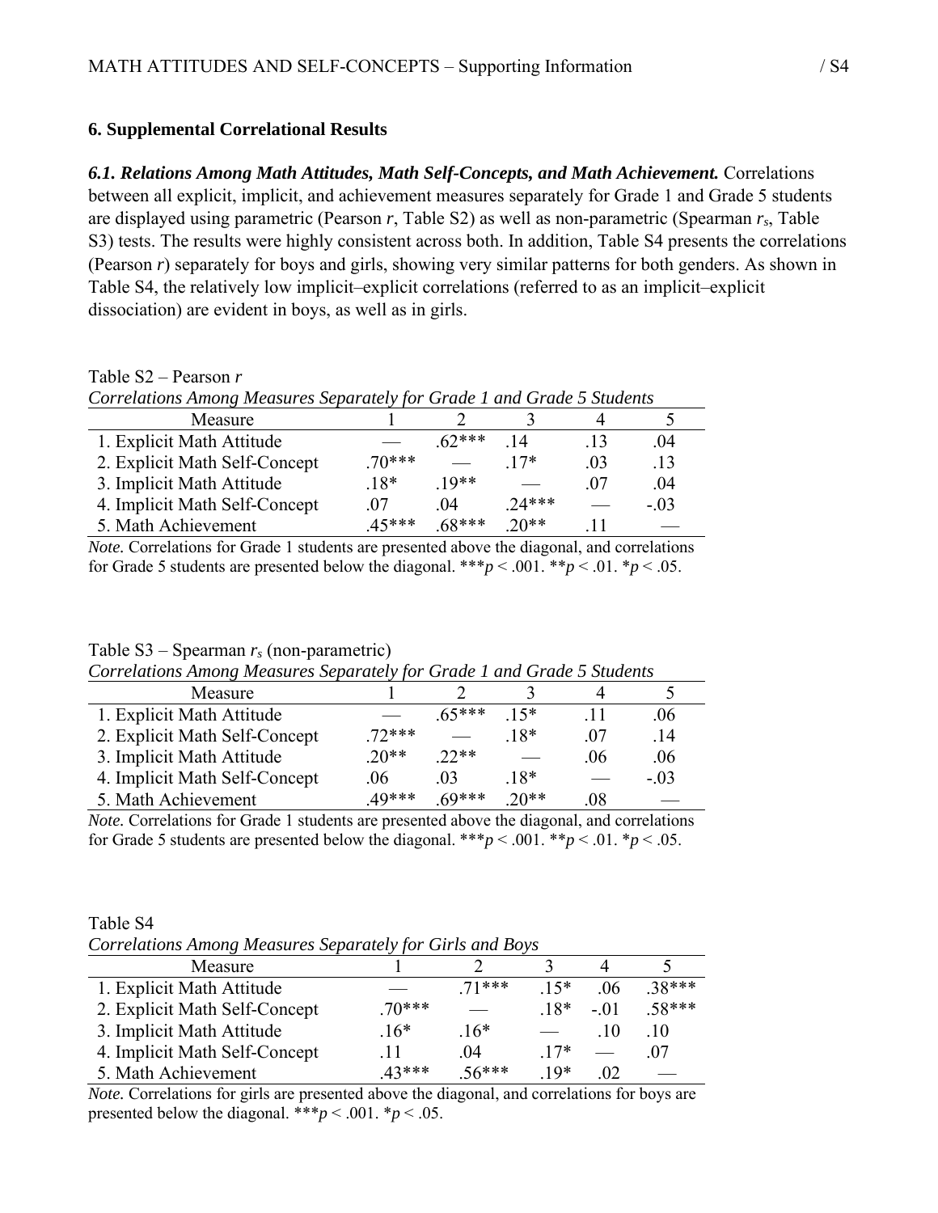## 6. Supplemental Correlational Results

***6.1. Relations Among Math Attitudes, Math Self-Concepts, and Math Achievement.*** Correlations between all explicit, implicit, and achievement measures separately for Grade 1 and Grade 5 students are displayed using parametric (Pearson *r*, Table S2) as well as non-parametric (Spearman $r_s$, Table S3) tests. The results were highly consistent across both. In addition, Table S4 presents the correlations (Pearson *r*) separately for boys and girls, showing very similar patterns for both genders. As shown in Table S4, the relatively low implicit–explicit correlations (referred to as an implicit–explicit dissociation) are evident in boys, as well as in girls.

Table S2 – Pearson *r*

*Correlations Among Measures Separately for Grade 1 and Grade 5 Students*

| Measure | 1 | 2 | 3 | 4 | 5 |
|---|---|---|---|---|---|
| 1. Explicit Math Attitude | — | .62*** | .14 | .13 | .04 |
| 2. Explicit Math Self-Concept | .70*** | — | .17* | .03 | .13 |
| 3. Implicit Math Attitude | .18* | .19** | — | .07 | .04 |
| 4. Implicit Math Self-Concept | .07 | .04 | .24*** | — | -.03 |
| 5. Math Achievement | .45*** | .68*** | .20** | .11 | — |

*Note.* Correlations for Grade 1 students are presented above the diagonal, and correlations for Grade 5 students are presented below the diagonal. ***$p < .001$. **$p < .01$. *$p < .05$.

Table S3 – Spearman $r_s$ (non-parametric)

*Correlations Among Measures Separately for Grade 1 and Grade 5 Students*

| Measure | 1 | 2 | 3 | 4 | 5 |
|---|---|---|---|---|---|
| 1. Explicit Math Attitude | — | .65*** | .15* | .11 | .06 |
| 2. Explicit Math Self-Concept | .72*** | — | .18* | .07 | .14 |
| 3. Implicit Math Attitude | .20** | .22** | — | .06 | .06 |
| 4. Implicit Math Self-Concept | .06 | .03 | .18* | — | -.03 |
| 5. Math Achievement | .49*** | .69*** | .20** | .08 | — |

*Note.* Correlations for Grade 1 students are presented above the diagonal, and correlations for Grade 5 students are presented below the diagonal. ***$p < .001$. **$p < .01$. *$p < .05$.

Table S4

*Correlations Among Measures Separately for Girls and Boys*

| Measure | 1 | 2 | 3 | 4 | 5 |
|---|---|---|---|---|---|
| 1. Explicit Math Attitude | — | .71*** | .15* | .06 | .38*** |
| 2. Explicit Math Self-Concept | .70*** | — | .18* | -.01 | .58*** |
| 3. Implicit Math Attitude | .16* | .16* | — | .10 | .10 |
| 4. Implicit Math Self-Concept | .11 | .04 | .17* | — | .07 |
| 5. Math Achievement | .43*** | .56*** | .19* | .02 | — |

*Note.* Correlations for girls are presented above the diagonal, and correlations for boys are presented below the diagonal. ***$p < .001$. *$p < .05$.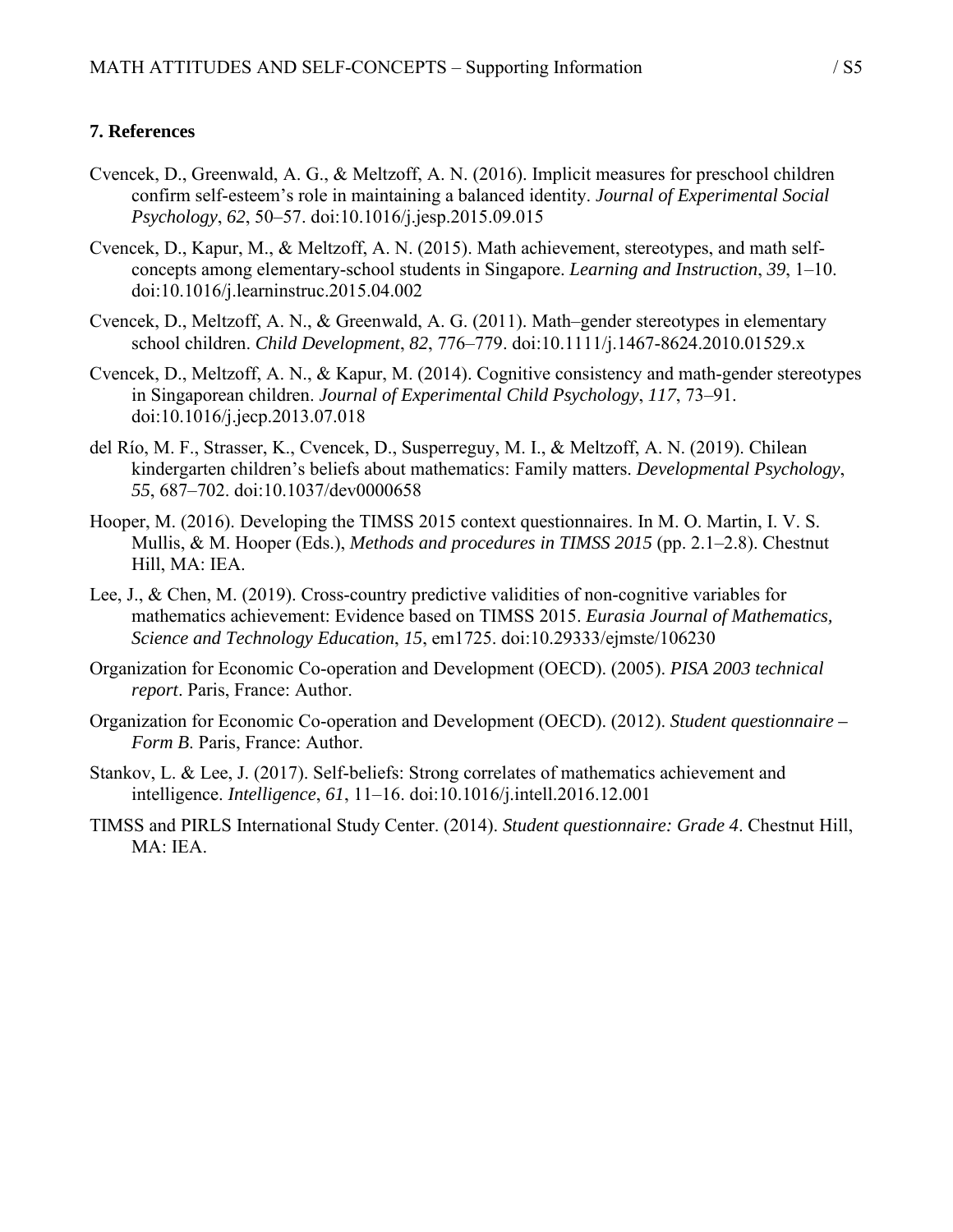## 7. References

Cvencek, D., Greenwald, A. G., & Meltzoff, A. N. (2016). Implicit measures for preschool children confirm self-esteem's role in maintaining a balanced identity. *Journal of Experimental Social Psychology*, *62*, 50–57. doi:10.1016/j.jesp.2015.09.015

Cvencek, D., Kapur, M., & Meltzoff, A. N. (2015). Math achievement, stereotypes, and math self-concepts among elementary-school students in Singapore. *Learning and Instruction*, *39*, 1–10. doi:10.1016/j.learninstruc.2015.04.002

Cvencek, D., Meltzoff, A. N., & Greenwald, A. G. (2011). Math–gender stereotypes in elementary school children. *Child Development*, *82*, 776–779. doi:10.1111/j.1467-8624.2010.01529.x

Cvencek, D., Meltzoff, A. N., & Kapur, M. (2014). Cognitive consistency and math-gender stereotypes in Singaporean children. *Journal of Experimental Child Psychology*, *117*, 73–91. doi:10.1016/j.jecp.2013.07.018

del Río, M. F., Strasser, K., Cvencek, D., Susperreguy, M. I., & Meltzoff, A. N. (2019). Chilean kindergarten children's beliefs about mathematics: Family matters. *Developmental Psychology*, *55*, 687–702. doi:10.1037/dev0000658

Hooper, M. (2016). Developing the TIMSS 2015 context questionnaires. In M. O. Martin, I. V. S. Mullis, & M. Hooper (Eds.), *Methods and procedures in TIMSS 2015* (pp. 2.1–2.8). Chestnut Hill, MA: IEA.

Lee, J., & Chen, M. (2019). Cross-country predictive validities of non-cognitive variables for mathematics achievement: Evidence based on TIMSS 2015. *Eurasia Journal of Mathematics, Science and Technology Education*, *15*, em1725. doi:10.29333/ejmste/106230

Organization for Economic Co-operation and Development (OECD). (2005). *PISA 2003 technical report*. Paris, France: Author.

Organization for Economic Co-operation and Development (OECD). (2012). *Student questionnaire – Form B*. Paris, France: Author.

Stankov, L. & Lee, J. (2017). Self-beliefs: Strong correlates of mathematics achievement and intelligence. *Intelligence*, *61*, 11–16. doi:10.1016/j.intell.2016.12.001

TIMSS and PIRLS International Study Center. (2014). *Student questionnaire: Grade 4*. Chestnut Hill, MA: IEA.